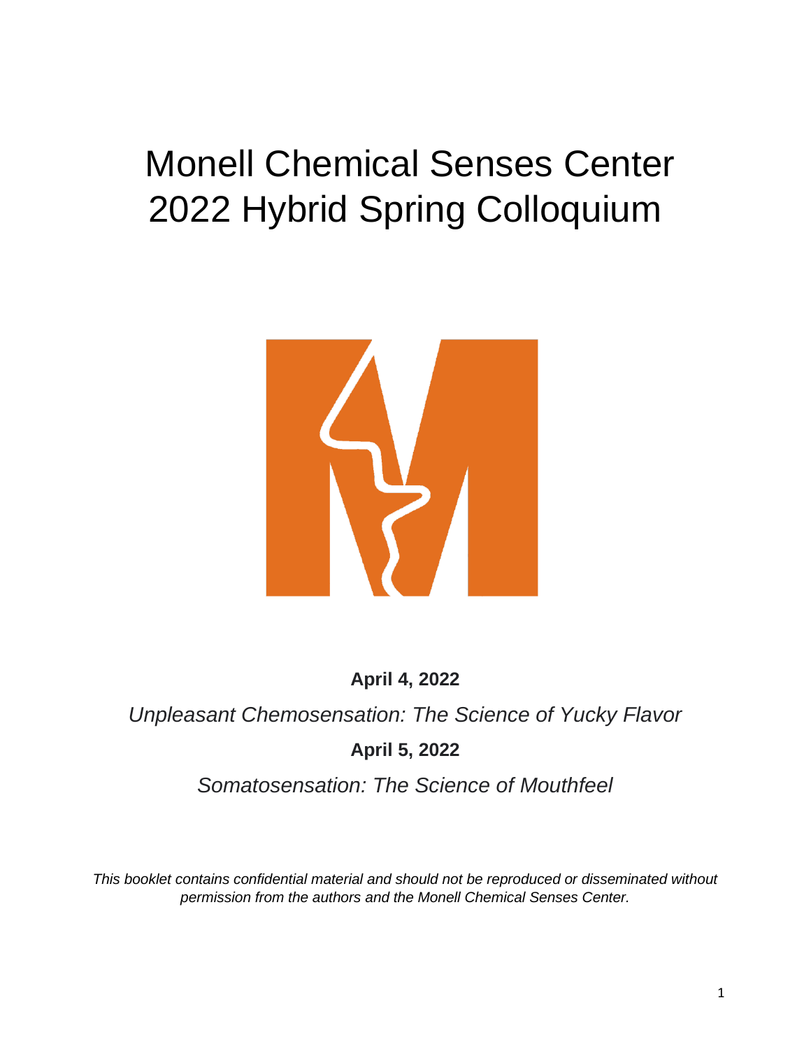# Monell Chemical Senses Center
# 2022 Hybrid Spring Colloquium

**April 4, 2022**

*Unpleasant Chemosensation: The Science of Yucky Flavor*

**April 5, 2022**

*Somatosensation: The Science of Mouthfeel*

*This booklet contains confidential material and should not be reproduced or disseminated without permission from the authors and the Monell Chemical Senses Center.*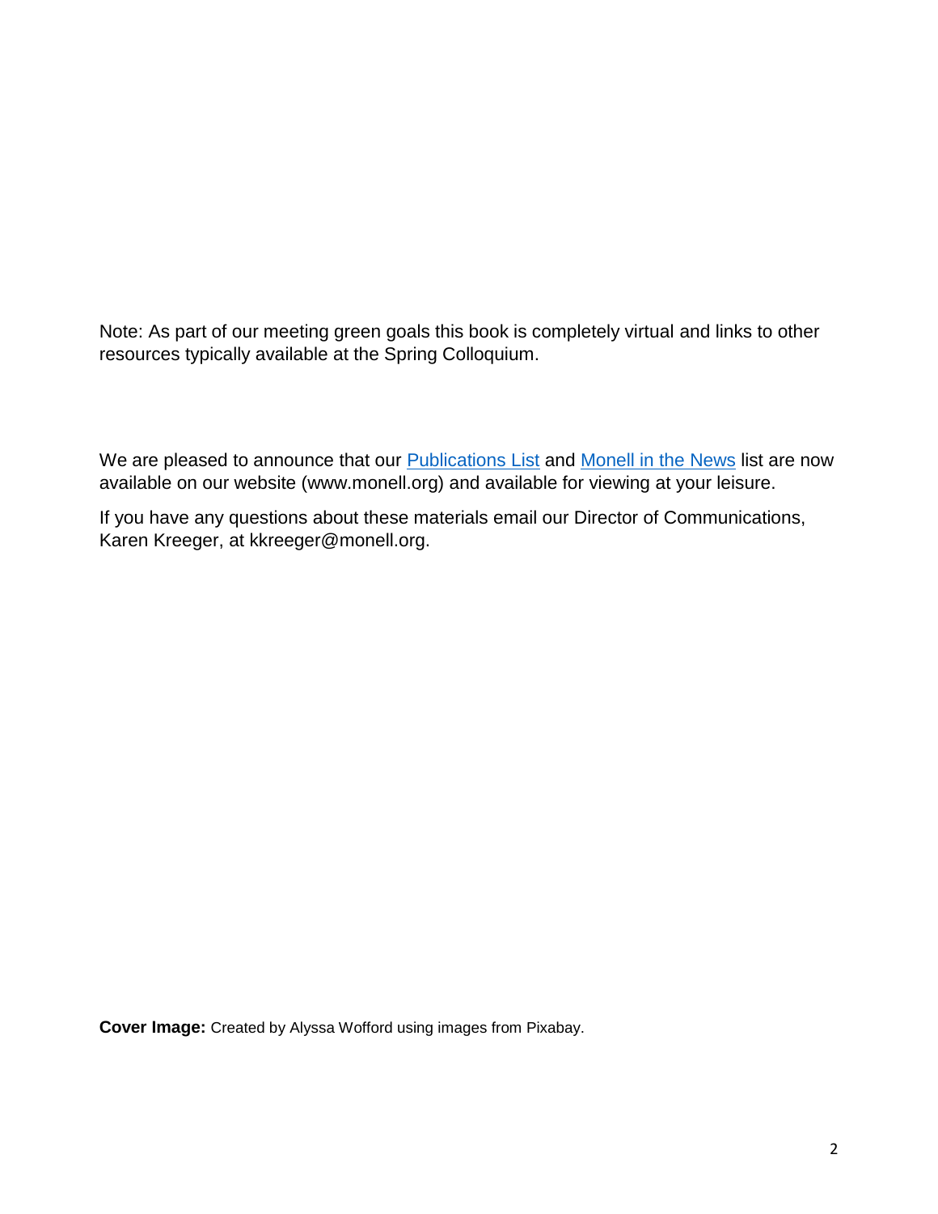Note: As part of our meeting green goals this book is completely virtual and links to other resources typically available at the Spring Colloquium.

We are pleased to announce that our Publications List and Monell in the News list are now available on our website (www.monell.org) and available for viewing at your leisure.

If you have any questions about these materials email our Director of Communications, Karen Kreeger, at kkreeger@monell.org.

**Cover Image:** Created by Alyssa Wofford using images from Pixabay.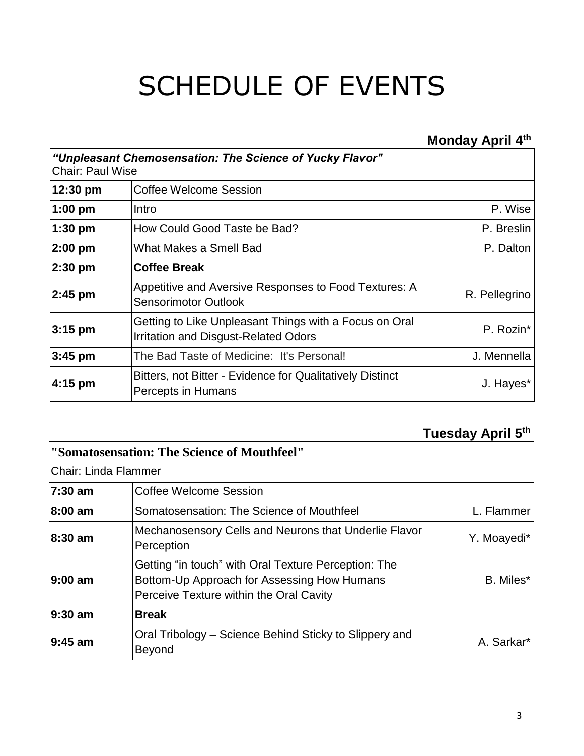# SCHEDULE OF EVENTS

## Monday April 4th

| ***"Unpleasant Chemosensation: The Science of Yucky Flavor"*** Chair: Paul Wise | | |
|---|---|---|
| **12:30 pm** | Coffee Welcome Session | |
| **1:00 pm** | Intro | P. Wise |
| **1:30 pm** | How Could Good Taste be Bad? | P. Breslin |
| **2:00 pm** | What Makes a Smell Bad | P. Dalton |
| **2:30 pm** | **Coffee Break** | |
| **2:45 pm** | Appetitive and Aversive Responses to Food Textures: A Sensorimotor Outlook | R. Pellegrino |
| **3:15 pm** | Getting to Like Unpleasant Things with a Focus on Oral Irritation and Disgust-Related Odors | P. Rozin* |
| **3:45 pm** | The Bad Taste of Medicine: It's Personal! | J. Mennella |
| **4:15 pm** | Bitters, not Bitter - Evidence for Qualitatively Distinct Percepts in Humans | J. Hayes* |

## Tuesday April 5th

| **"Somatosensation: The Science of Mouthfeel"** Chair: Linda Flammer | | |
|---|---|---|
| **7:30 am** | Coffee Welcome Session | |
| **8:00 am** | Somatosensation: The Science of Mouthfeel | L. Flammer |
| **8:30 am** | Mechanosensory Cells and Neurons that Underlie Flavor Perception | Y. Moayedi* |
| **9:00 am** | Getting "in touch" with Oral Texture Perception: The Bottom-Up Approach for Assessing How Humans Perceive Texture within the Oral Cavity | B. Miles* |
| **9:30 am** | **Break** | |
| **9:45 am** | Oral Tribology – Science Behind Sticky to Slippery and Beyond | A. Sarkar* |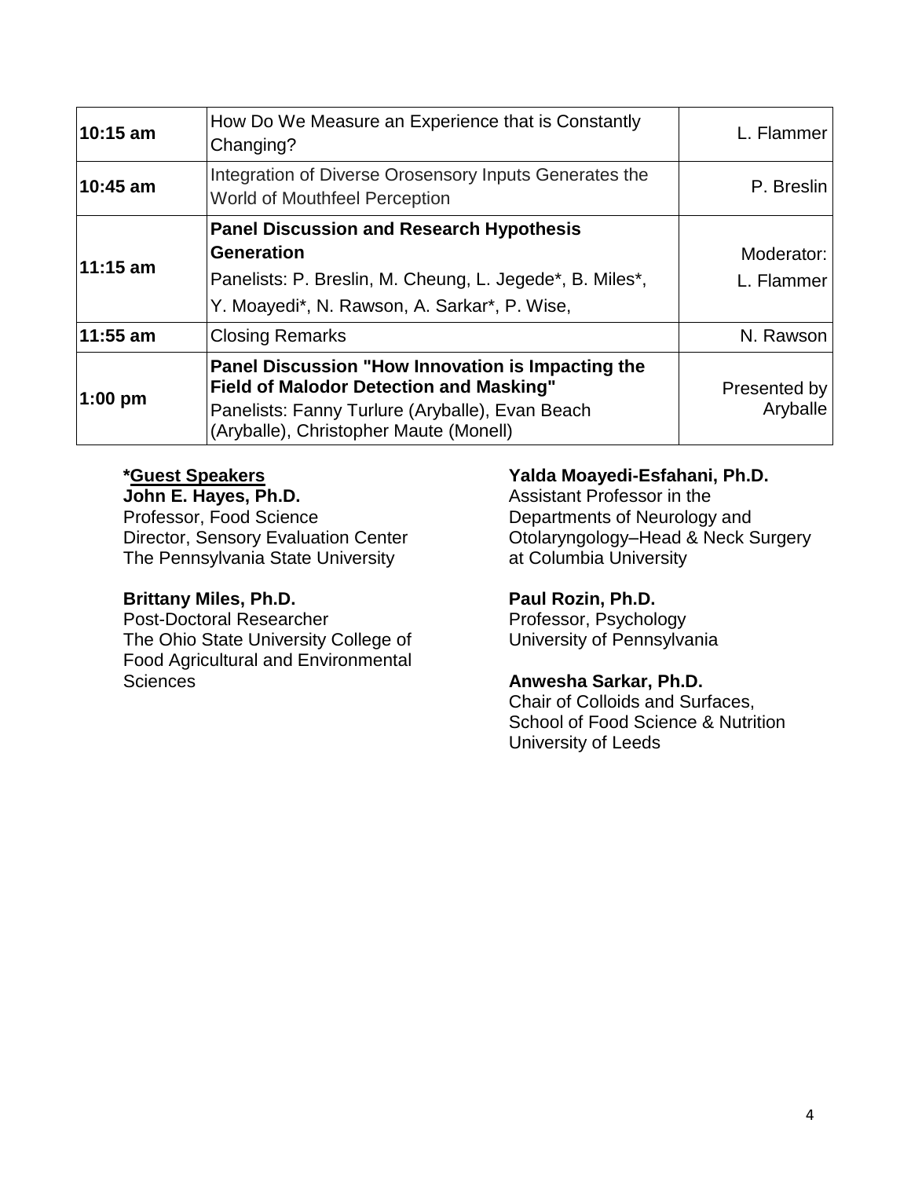| | | |
|---|---|---|
| **10:15 am** | How Do We Measure an Experience that is Constantly Changing? | L. Flammer |
| **10:45 am** | Integration of Diverse Orosensory Inputs Generates the World of Mouthfeel Perception | P. Breslin |
| **11:15 am** | **Panel Discussion and Research Hypothesis Generation**<br>Panelists: P. Breslin, M. Cheung, L. Jegede*, B. Miles*, Y. Moayedi*, N. Rawson, A. Sarkar*, P. Wise, | Moderator: L. Flammer |
| **11:55 am** | Closing Remarks | N. Rawson |
| **1:00 pm** | **Panel Discussion "How Innovation is Impacting the Field of Malodor Detection and Masking"**<br>Panelists: Fanny Turlure (Aryballe), Evan Beach (Aryballe), Christopher Maute (Monell) | Presented by Aryballe |

***Guest Speakers**

**John E. Hayes, Ph.D.**
Professor, Food Science
Director, Sensory Evaluation Center
The Pennsylvania State University

**Brittany Miles, Ph.D.**
Post-Doctoral Researcher
The Ohio State University College of Food Agricultural and Environmental Sciences

**Yalda Moayedi-Esfahani, Ph.D.**
Assistant Professor in the Departments of Neurology and Otolaryngology–Head & Neck Surgery at Columbia University

**Paul Rozin, Ph.D.**
Professor, Psychology
University of Pennsylvania

**Anwesha Sarkar, Ph.D.**
Chair of Colloids and Surfaces,
School of Food Science & Nutrition
University of Leeds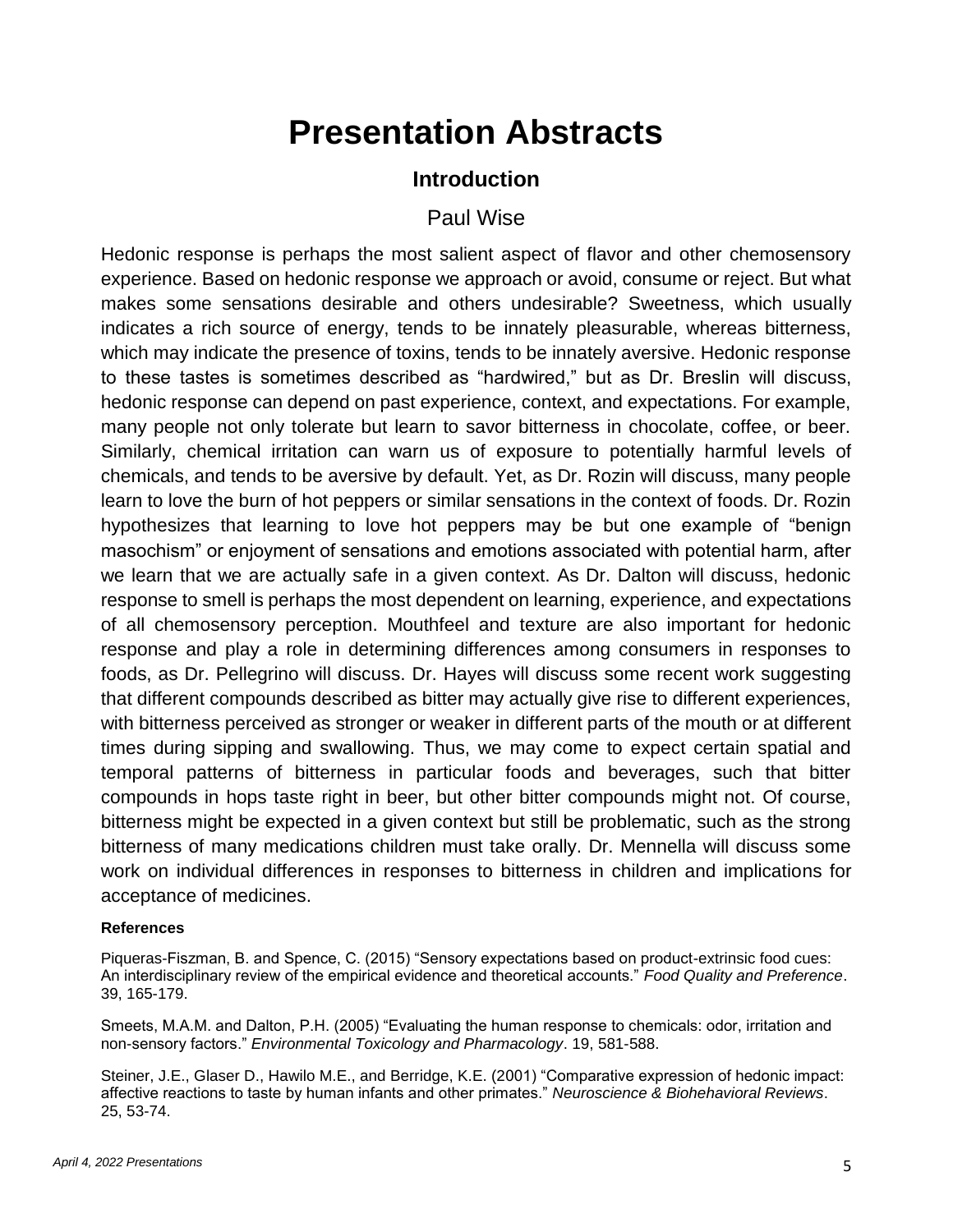# Presentation Abstracts

## Introduction

### Paul Wise

Hedonic response is perhaps the most salient aspect of flavor and other chemosensory experience. Based on hedonic response we approach or avoid, consume or reject. But what makes some sensations desirable and others undesirable? Sweetness, which usually indicates a rich source of energy, tends to be innately pleasurable, whereas bitterness, which may indicate the presence of toxins, tends to be innately aversive. Hedonic response to these tastes is sometimes described as "hardwired," but as Dr. Breslin will discuss, hedonic response can depend on past experience, context, and expectations. For example, many people not only tolerate but learn to savor bitterness in chocolate, coffee, or beer. Similarly, chemical irritation can warn us of exposure to potentially harmful levels of chemicals, and tends to be aversive by default. Yet, as Dr. Rozin will discuss, many people learn to love the burn of hot peppers or similar sensations in the context of foods. Dr. Rozin hypothesizes that learning to love hot peppers may be but one example of "benign masochism" or enjoyment of sensations and emotions associated with potential harm, after we learn that we are actually safe in a given context. As Dr. Dalton will discuss, hedonic response to smell is perhaps the most dependent on learning, experience, and expectations of all chemosensory perception. Mouthfeel and texture are also important for hedonic response and play a role in determining differences among consumers in responses to foods, as Dr. Pellegrino will discuss. Dr. Hayes will discuss some recent work suggesting that different compounds described as bitter may actually give rise to different experiences, with bitterness perceived as stronger or weaker in different parts of the mouth or at different times during sipping and swallowing. Thus, we may come to expect certain spatial and temporal patterns of bitterness in particular foods and beverages, such that bitter compounds in hops taste right in beer, but other bitter compounds might not. Of course, bitterness might be expected in a given context but still be problematic, such as the strong bitterness of many medications children must take orally. Dr. Mennella will discuss some work on individual differences in responses to bitterness in children and implications for acceptance of medicines.

**References**

Piqueras-Fiszman, B. and Spence, C. (2015) "Sensory expectations based on product-extrinsic food cues: An interdisciplinary review of the empirical evidence and theoretical accounts." *Food Quality and Preference*. 39, 165-179.

Smeets, M.A.M. and Dalton, P.H. (2005) "Evaluating the human response to chemicals: odor, irritation and non-sensory factors." *Environmental Toxicology and Pharmacology*. 19, 581-588.

Steiner, J.E., Glaser D., Hawilo M.E., and Berridge, K.E. (2001) "Comparative expression of hedonic impact: affective reactions to taste by human infants and other primates." *Neuroscience & Biohehavioral Reviews*. 25, 53-74.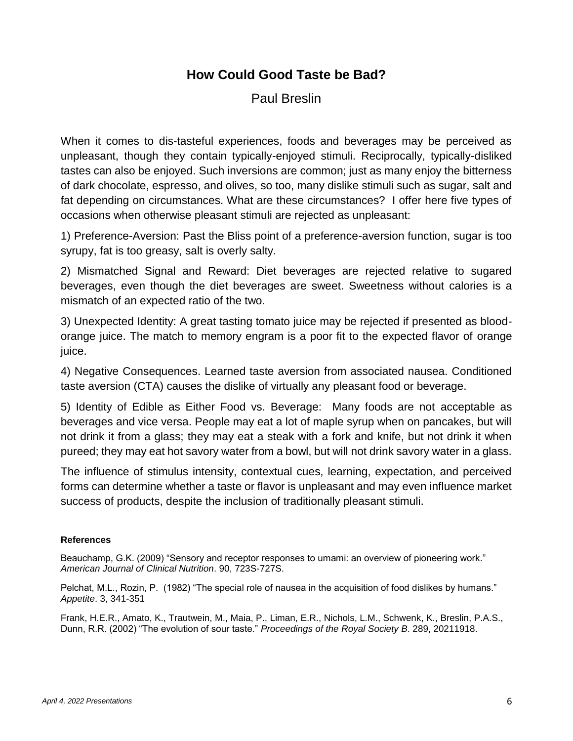# How Could Good Taste be Bad?

Paul Breslin

When it comes to dis-tasteful experiences, foods and beverages may be perceived as unpleasant, though they contain typically-enjoyed stimuli. Reciprocally, typically-disliked tastes can also be enjoyed. Such inversions are common; just as many enjoy the bitterness of dark chocolate, espresso, and olives, so too, many dislike stimuli such as sugar, salt and fat depending on circumstances. What are these circumstances? I offer here five types of occasions when otherwise pleasant stimuli are rejected as unpleasant:

1) Preference-Aversion: Past the Bliss point of a preference-aversion function, sugar is too syrupy, fat is too greasy, salt is overly salty.

2) Mismatched Signal and Reward: Diet beverages are rejected relative to sugared beverages, even though the diet beverages are sweet. Sweetness without calories is a mismatch of an expected ratio of the two.

3) Unexpected Identity: A great tasting tomato juice may be rejected if presented as blood-orange juice. The match to memory engram is a poor fit to the expected flavor of orange juice.

4) Negative Consequences. Learned taste aversion from associated nausea. Conditioned taste aversion (CTA) causes the dislike of virtually any pleasant food or beverage.

5) Identity of Edible as Either Food vs. Beverage: Many foods are not acceptable as beverages and vice versa. People may eat a lot of maple syrup when on pancakes, but will not drink it from a glass; they may eat a steak with a fork and knife, but not drink it when pureed; they may eat hot savory water from a bowl, but will not drink savory water in a glass.

The influence of stimulus intensity, contextual cues, learning, expectation, and perceived forms can determine whether a taste or flavor is unpleasant and may even influence market success of products, despite the inclusion of traditionally pleasant stimuli.

#### References

Beauchamp, G.K. (2009) "Sensory and receptor responses to umami: an overview of pioneering work." *American Journal of Clinical Nutrition*. 90, 723S-727S.

Pelchat, M.L., Rozin, P. (1982) "The special role of nausea in the acquisition of food dislikes by humans." *Appetite*. 3, 341-351

Frank, H.E.R., Amato, K., Trautwein, M., Maia, P., Liman, E.R., Nichols, L.M., Schwenk, K., Breslin, P.A.S., Dunn, R.R. (2002) "The evolution of sour taste." *Proceedings of the Royal Society B*. 289, 20211918.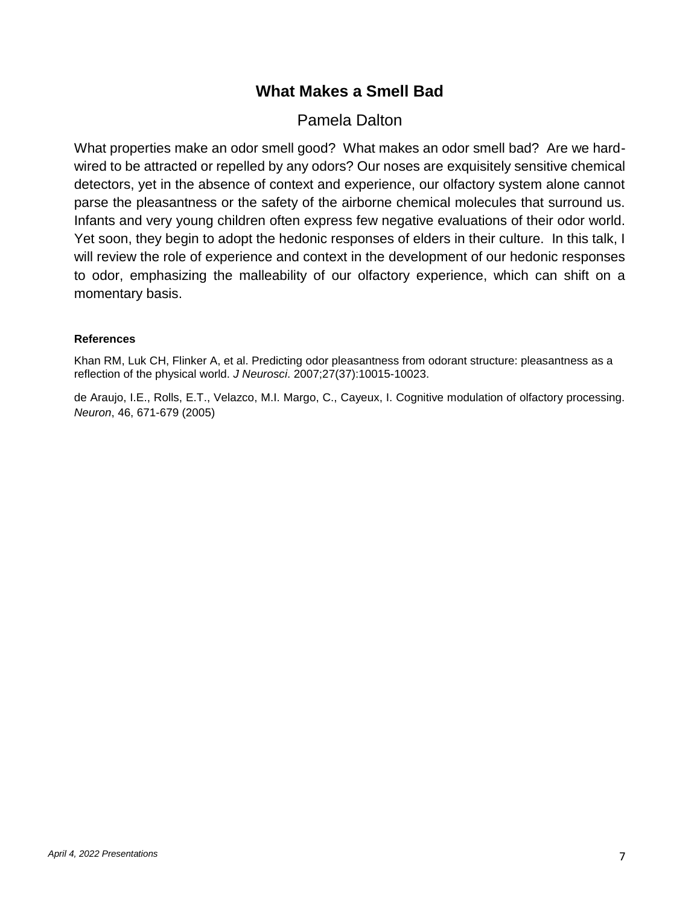## What Makes a Smell Bad

### Pamela Dalton

What properties make an odor smell good? What makes an odor smell bad? Are we hard-wired to be attracted or repelled by any odors? Our noses are exquisitely sensitive chemical detectors, yet in the absence of context and experience, our olfactory system alone cannot parse the pleasantness or the safety of the airborne chemical molecules that surround us. Infants and very young children often express few negative evaluations of their odor world. Yet soon, they begin to adopt the hedonic responses of elders in their culture. In this talk, I will review the role of experience and context in the development of our hedonic responses to odor, emphasizing the malleability of our olfactory experience, which can shift on a momentary basis.

**References**

Khan RM, Luk CH, Flinker A, et al. Predicting odor pleasantness from odorant structure: pleasantness as a reflection of the physical world. *J Neurosci*. 2007;27(37):10015-10023.

de Araujo, I.E., Rolls, E.T., Velazco, M.I. Margo, C., Cayeux, I. Cognitive modulation of olfactory processing. *Neuron*, 46, 671-679 (2005)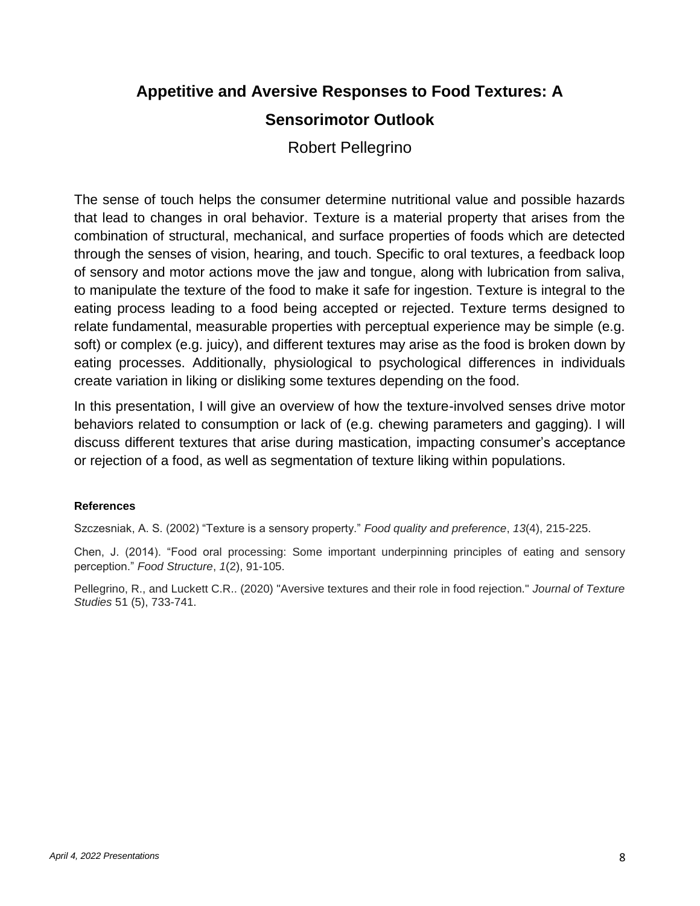# Appetitive and Aversive Responses to Food Textures: A Sensorimotor Outlook

Robert Pellegrino

The sense of touch helps the consumer determine nutritional value and possible hazards that lead to changes in oral behavior. Texture is a material property that arises from the combination of structural, mechanical, and surface properties of foods which are detected through the senses of vision, hearing, and touch. Specific to oral textures, a feedback loop of sensory and motor actions move the jaw and tongue, along with lubrication from saliva, to manipulate the texture of the food to make it safe for ingestion. Texture is integral to the eating process leading to a food being accepted or rejected. Texture terms designed to relate fundamental, measurable properties with perceptual experience may be simple (e.g. soft) or complex (e.g. juicy), and different textures may arise as the food is broken down by eating processes. Additionally, physiological to psychological differences in individuals create variation in liking or disliking some textures depending on the food.

In this presentation, I will give an overview of how the texture-involved senses drive motor behaviors related to consumption or lack of (e.g. chewing parameters and gagging). I will discuss different textures that arise during mastication, impacting consumer's acceptance or rejection of a food, as well as segmentation of texture liking within populations.

#### References

Szczesniak, A. S. (2002) "Texture is a sensory property." *Food quality and preference*, *13*(4), 215-225.

Chen, J. (2014). "Food oral processing: Some important underpinning principles of eating and sensory perception." *Food Structure*, *1*(2), 91-105.

Pellegrino, R., and Luckett C.R.. (2020) "Aversive textures and their role in food rejection." *Journal of Texture Studies* 51 (5), 733-741.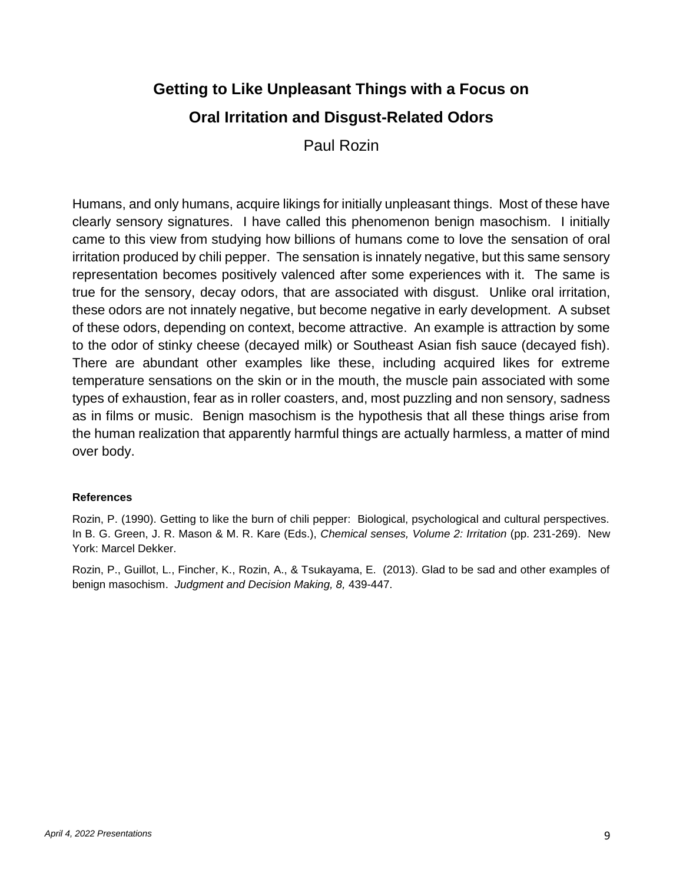# Getting to Like Unpleasant Things with a Focus on Oral Irritation and Disgust-Related Odors

Paul Rozin

Humans, and only humans, acquire likings for initially unpleasant things. Most of these have clearly sensory signatures. I have called this phenomenon benign masochism. I initially came to this view from studying how billions of humans come to love the sensation of oral irritation produced by chili pepper. The sensation is innately negative, but this same sensory representation becomes positively valenced after some experiences with it. The same is true for the sensory, decay odors, that are associated with disgust. Unlike oral irritation, these odors are not innately negative, but become negative in early development. A subset of these odors, depending on context, become attractive. An example is attraction by some to the odor of stinky cheese (decayed milk) or Southeast Asian fish sauce (decayed fish). There are abundant other examples like these, including acquired likes for extreme temperature sensations on the skin or in the mouth, the muscle pain associated with some types of exhaustion, fear as in roller coasters, and, most puzzling and non sensory, sadness as in films or music. Benign masochism is the hypothesis that all these things arise from the human realization that apparently harmful things are actually harmless, a matter of mind over body.

#### References

Rozin, P. (1990). Getting to like the burn of chili pepper: Biological, psychological and cultural perspectives. In B. G. Green, J. R. Mason & M. R. Kare (Eds.), *Chemical senses, Volume 2: Irritation* (pp. 231-269). New York: Marcel Dekker.

Rozin, P., Guillot, L., Fincher, K., Rozin, A., & Tsukayama, E. (2013). Glad to be sad and other examples of benign masochism. *Judgment and Decision Making, 8,* 439-447.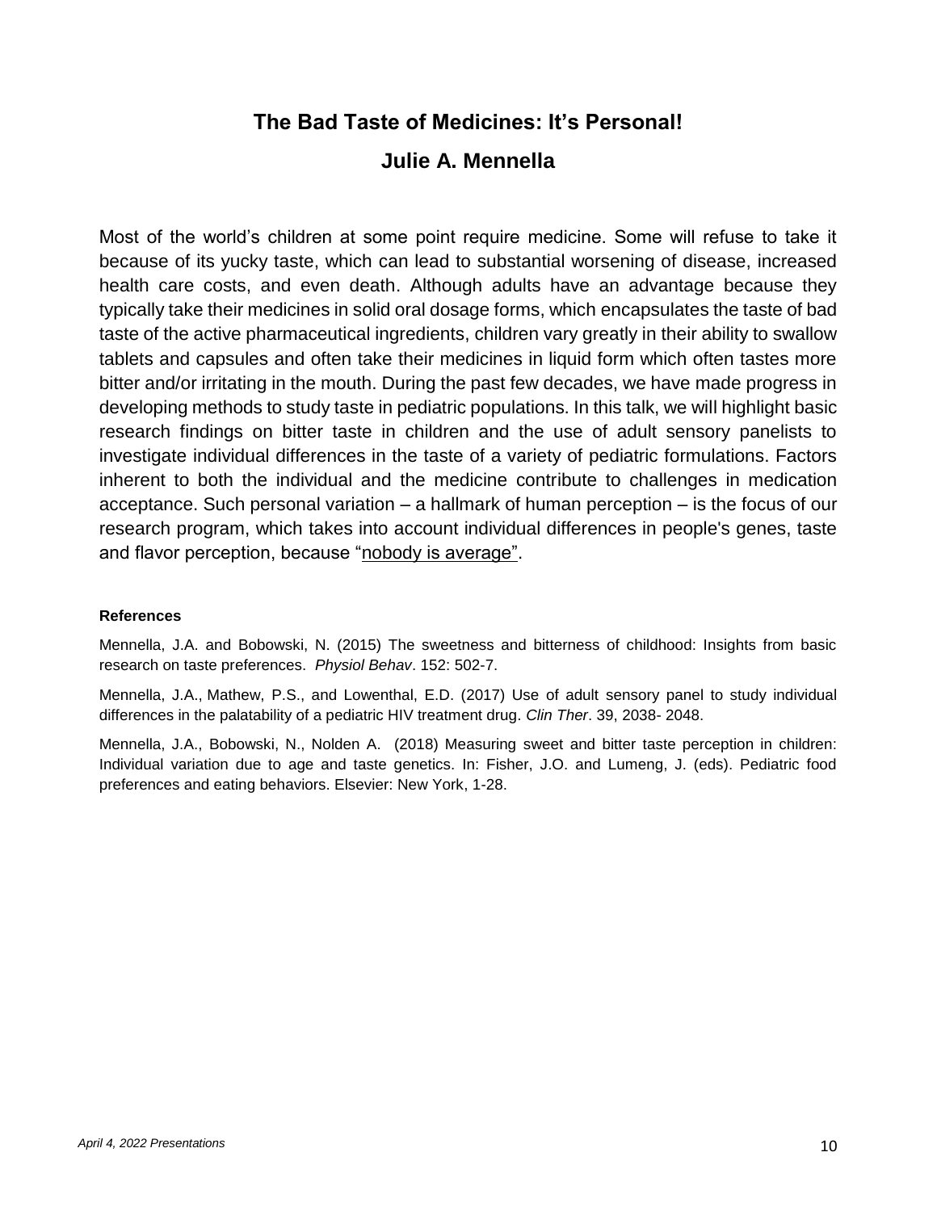# The Bad Taste of Medicines: It's Personal!

## Julie A. Mennella

Most of the world's children at some point require medicine. Some will refuse to take it because of its yucky taste, which can lead to substantial worsening of disease, increased health care costs, and even death. Although adults have an advantage because they typically take their medicines in solid oral dosage forms, which encapsulates the taste of bad taste of the active pharmaceutical ingredients, children vary greatly in their ability to swallow tablets and capsules and often take their medicines in liquid form which often tastes more bitter and/or irritating in the mouth. During the past few decades, we have made progress in developing methods to study taste in pediatric populations. In this talk, we will highlight basic research findings on bitter taste in children and the use of adult sensory panelists to investigate individual differences in the taste of a variety of pediatric formulations. Factors inherent to both the individual and the medicine contribute to challenges in medication acceptance. Such personal variation – a hallmark of human perception – is the focus of our research program, which takes into account individual differences in people's genes, taste and flavor perception, because "nobody is average".

**References**

Mennella, J.A. and Bobowski, N. (2015) The sweetness and bitterness of childhood: Insights from basic research on taste preferences. *Physiol Behav*. 152: 502-7.

Mennella, J.A., Mathew, P.S., and Lowenthal, E.D. (2017) Use of adult sensory panel to study individual differences in the palatability of a pediatric HIV treatment drug. *Clin Ther*. 39, 2038- 2048.

Mennella, J.A., Bobowski, N., Nolden A. (2018) Measuring sweet and bitter taste perception in children: Individual variation due to age and taste genetics. In: Fisher, J.O. and Lumeng, J. (eds). Pediatric food preferences and eating behaviors. Elsevier: New York, 1-28.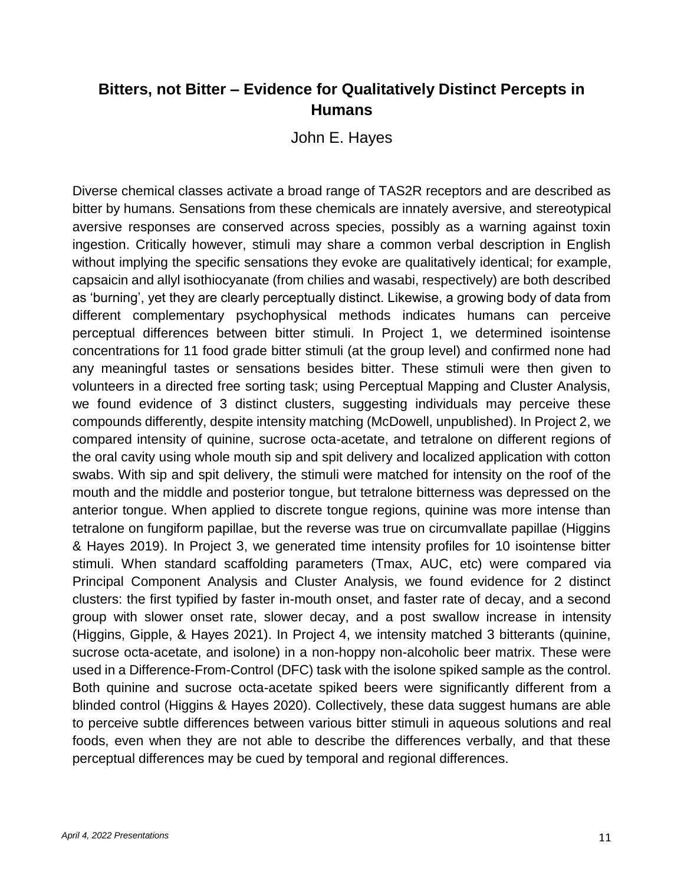## Bitters, not Bitter – Evidence for Qualitatively Distinct Percepts in Humans

John E. Hayes

Diverse chemical classes activate a broad range of TAS2R receptors and are described as bitter by humans. Sensations from these chemicals are innately aversive, and stereotypical aversive responses are conserved across species, possibly as a warning against toxin ingestion. Critically however, stimuli may share a common verbal description in English without implying the specific sensations they evoke are qualitatively identical; for example, capsaicin and allyl isothiocyanate (from chilies and wasabi, respectively) are both described as 'burning', yet they are clearly perceptually distinct. Likewise, a growing body of data from different complementary psychophysical methods indicates humans can perceive perceptual differences between bitter stimuli. In Project 1, we determined isointense concentrations for 11 food grade bitter stimuli (at the group level) and confirmed none had any meaningful tastes or sensations besides bitter. These stimuli were then given to volunteers in a directed free sorting task; using Perceptual Mapping and Cluster Analysis, we found evidence of 3 distinct clusters, suggesting individuals may perceive these compounds differently, despite intensity matching (McDowell, unpublished). In Project 2, we compared intensity of quinine, sucrose octa-acetate, and tetralone on different regions of the oral cavity using whole mouth sip and spit delivery and localized application with cotton swabs. With sip and spit delivery, the stimuli were matched for intensity on the roof of the mouth and the middle and posterior tongue, but tetralone bitterness was depressed on the anterior tongue. When applied to discrete tongue regions, quinine was more intense than tetralone on fungiform papillae, but the reverse was true on circumvallate papillae (Higgins & Hayes 2019). In Project 3, we generated time intensity profiles for 10 isointense bitter stimuli. When standard scaffolding parameters (Tmax, AUC, etc) were compared via Principal Component Analysis and Cluster Analysis, we found evidence for 2 distinct clusters: the first typified by faster in-mouth onset, and faster rate of decay, and a second group with slower onset rate, slower decay, and a post swallow increase in intensity (Higgins, Gipple, & Hayes 2021). In Project 4, we intensity matched 3 bitterants (quinine, sucrose octa-acetate, and isolone) in a non-hoppy non-alcoholic beer matrix. These were used in a Difference-From-Control (DFC) task with the isolone spiked sample as the control. Both quinine and sucrose octa-acetate spiked beers were significantly different from a blinded control (Higgins & Hayes 2020). Collectively, these data suggest humans are able to perceive subtle differences between various bitter stimuli in aqueous solutions and real foods, even when they are not able to describe the differences verbally, and that these perceptual differences may be cued by temporal and regional differences.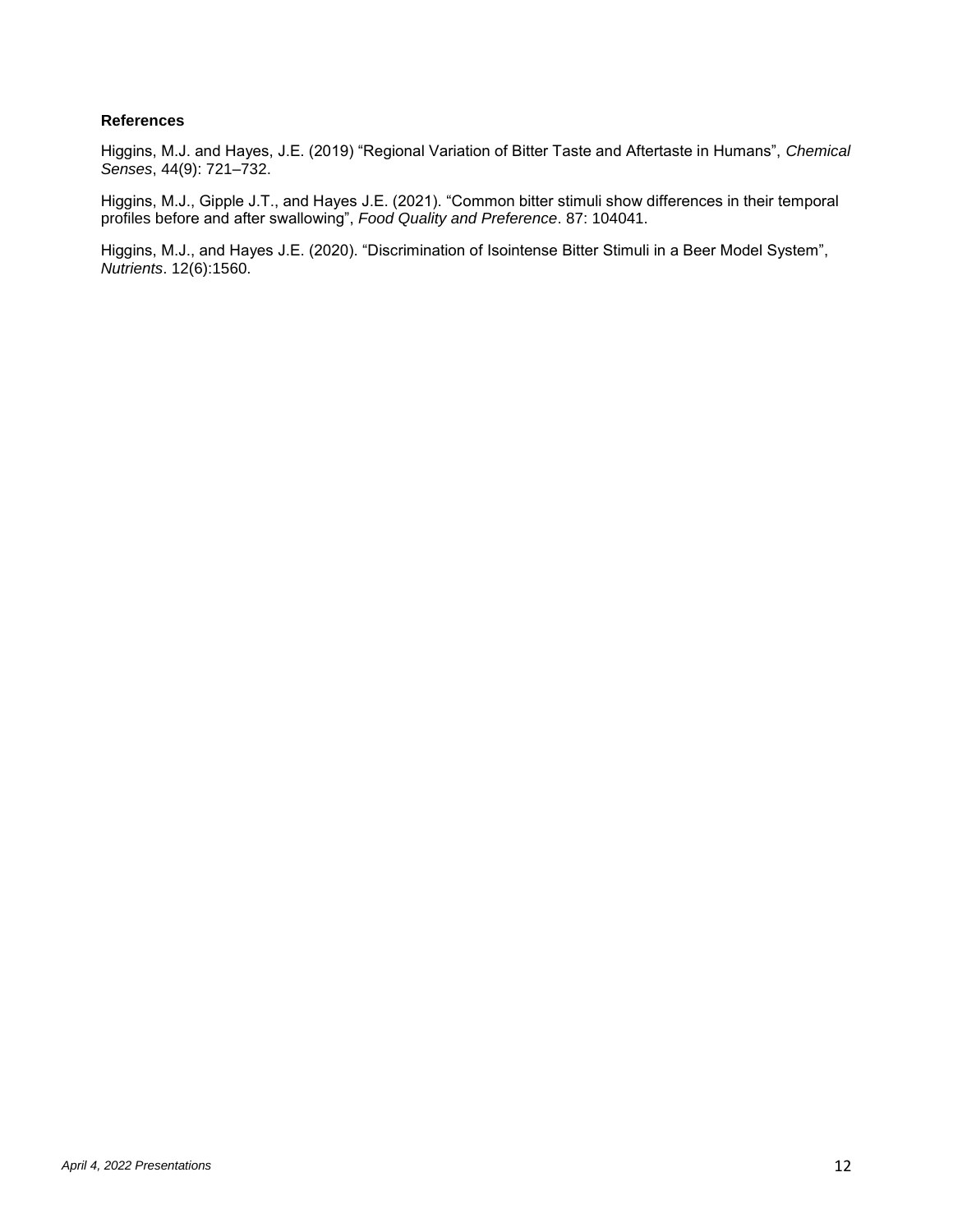**References**

Higgins, M.J. and Hayes, J.E. (2019) “Regional Variation of Bitter Taste and Aftertaste in Humans”, *Chemical Senses*, 44(9): 721–732.

Higgins, M.J., Gipple J.T., and Hayes J.E. (2021). “Common bitter stimuli show differences in their temporal profiles before and after swallowing”, *Food Quality and Preference*. 87: 104041.

Higgins, M.J., and Hayes J.E. (2020). “Discrimination of Isointense Bitter Stimuli in a Beer Model System”, *Nutrients*. 12(6):1560.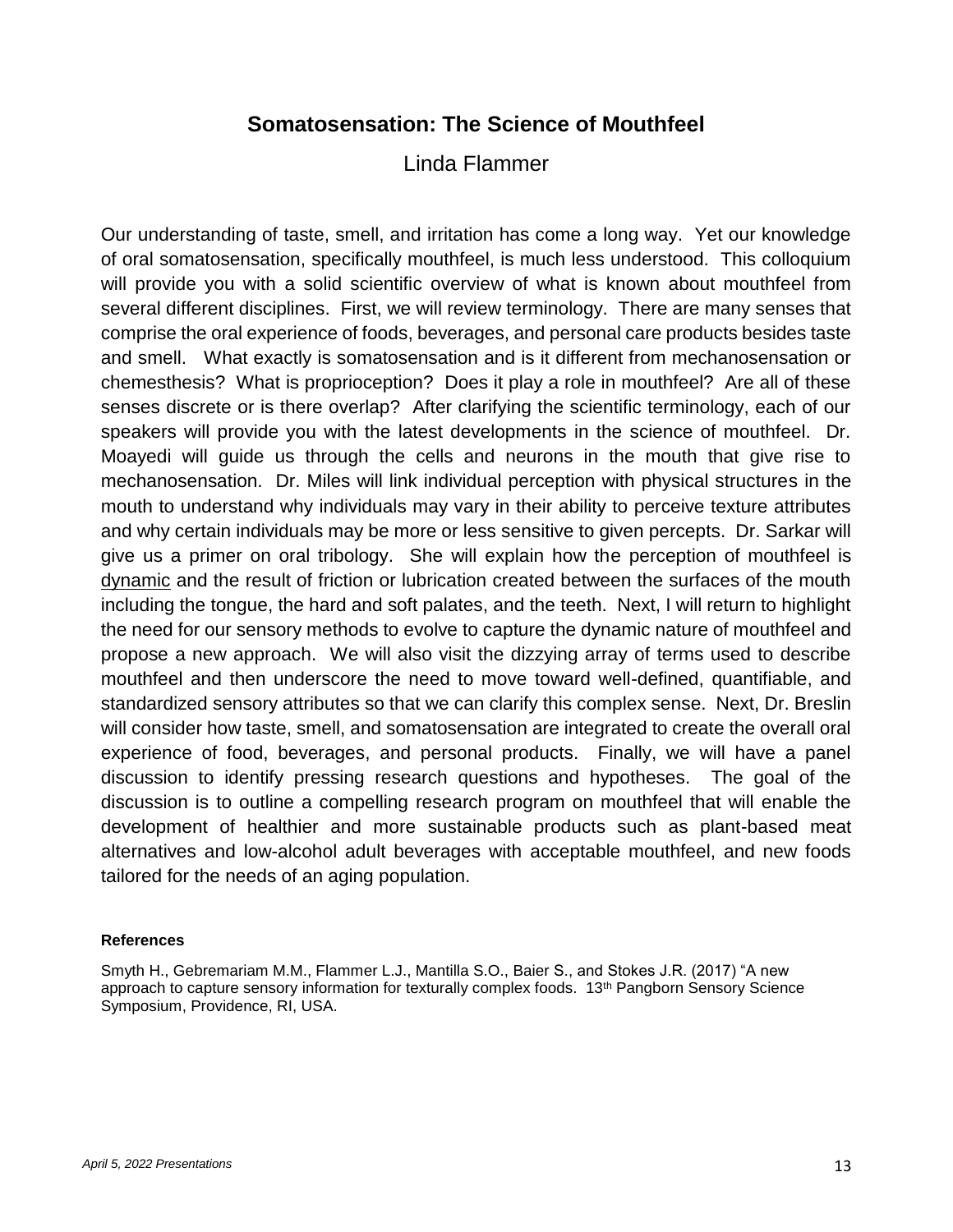# Somatosensation: The Science of Mouthfeel

Linda Flammer

Our understanding of taste, smell, and irritation has come a long way. Yet our knowledge of oral somatosensation, specifically mouthfeel, is much less understood. This colloquium will provide you with a solid scientific overview of what is known about mouthfeel from several different disciplines. First, we will review terminology. There are many senses that comprise the oral experience of foods, beverages, and personal care products besides taste and smell. What exactly is somatosensation and is it different from mechanosensation or chemesthesis? What is proprioception? Does it play a role in mouthfeel? Are all of these senses discrete or is there overlap? After clarifying the scientific terminology, each of our speakers will provide you with the latest developments in the science of mouthfeel. Dr. Moayedi will guide us through the cells and neurons in the mouth that give rise to mechanosensation. Dr. Miles will link individual perception with physical structures in the mouth to understand why individuals may vary in their ability to perceive texture attributes and why certain individuals may be more or less sensitive to given percepts. Dr. Sarkar will give us a primer on oral tribology. She will explain how the perception of mouthfeel is <u>dynamic</u> and the result of friction or lubrication created between the surfaces of the mouth including the tongue, the hard and soft palates, and the teeth. Next, I will return to highlight the need for our sensory methods to evolve to capture the dynamic nature of mouthfeel and propose a new approach. We will also visit the dizzying array of terms used to describe mouthfeel and then underscore the need to move toward well-defined, quantifiable, and standardized sensory attributes so that we can clarify this complex sense. Next, Dr. Breslin will consider how taste, smell, and somatosensation are integrated to create the overall oral experience of food, beverages, and personal products. Finally, we will have a panel discussion to identify pressing research questions and hypotheses. The goal of the discussion is to outline a compelling research program on mouthfeel that will enable the development of healthier and more sustainable products such as plant-based meat alternatives and low-alcohol adult beverages with acceptable mouthfeel, and new foods tailored for the needs of an aging population.

**References**

Smyth H., Gebremariam M.M., Flammer L.J., Mantilla S.O., Baier S., and Stokes J.R. (2017) "A new approach to capture sensory information for texturally complex foods. 13th Pangborn Sensory Science Symposium, Providence, RI, USA.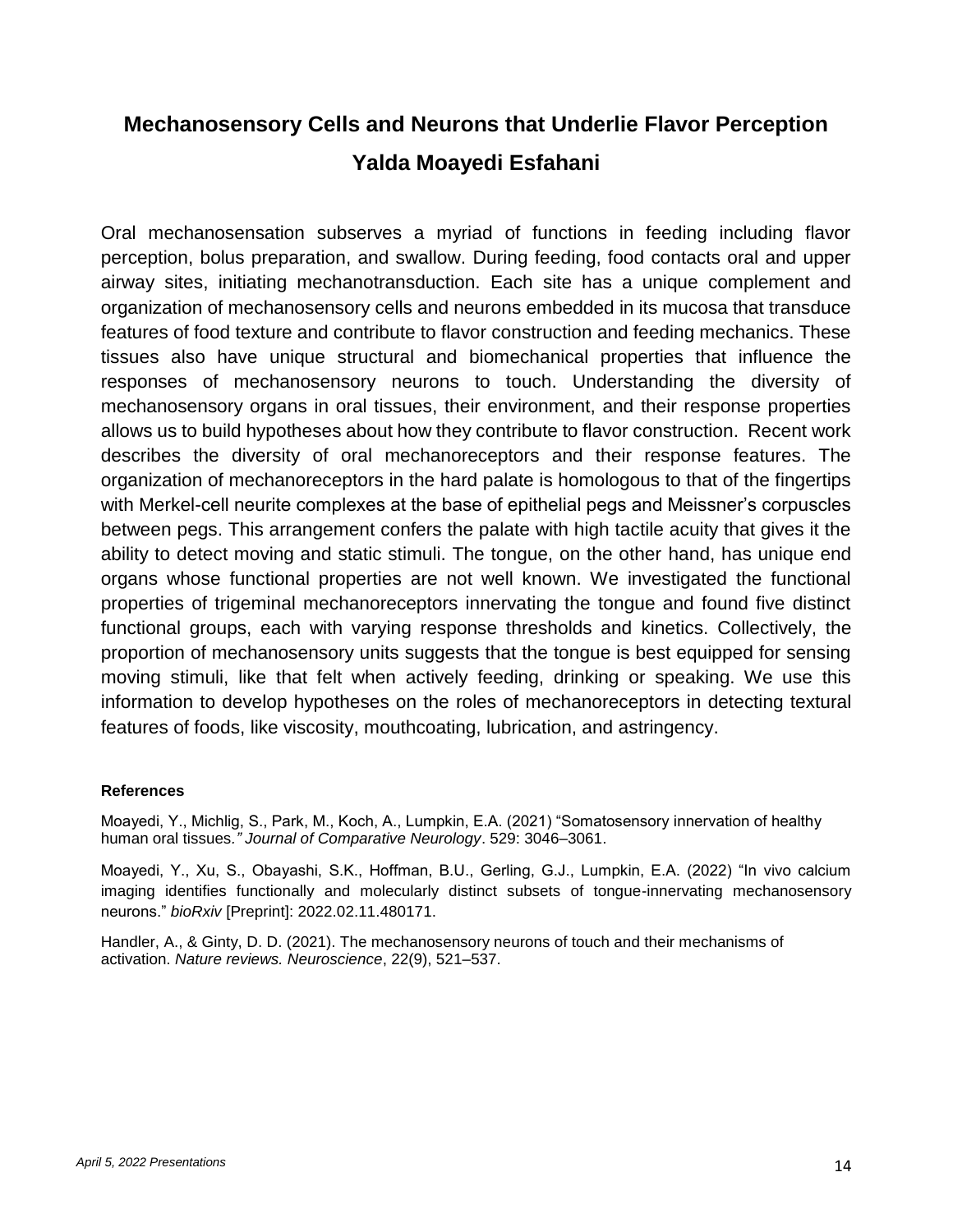# Mechanosensory Cells and Neurons that Underlie Flavor Perception

## Yalda Moayedi Esfahani

Oral mechanosensation subserves a myriad of functions in feeding including flavor perception, bolus preparation, and swallow. During feeding, food contacts oral and upper airway sites, initiating mechanotransduction. Each site has a unique complement and organization of mechanosensory cells and neurons embedded in its mucosa that transduce features of food texture and contribute to flavor construction and feeding mechanics. These tissues also have unique structural and biomechanical properties that influence the responses of mechanosensory neurons to touch. Understanding the diversity of mechanosensory organs in oral tissues, their environment, and their response properties allows us to build hypotheses about how they contribute to flavor construction. Recent work describes the diversity of oral mechanoreceptors and their response features. The organization of mechanoreceptors in the hard palate is homologous to that of the fingertips with Merkel-cell neurite complexes at the base of epithelial pegs and Meissner's corpuscles between pegs. This arrangement confers the palate with high tactile acuity that gives it the ability to detect moving and static stimuli. The tongue, on the other hand, has unique end organs whose functional properties are not well known. We investigated the functional properties of trigeminal mechanoreceptors innervating the tongue and found five distinct functional groups, each with varying response thresholds and kinetics. Collectively, the proportion of mechanosensory units suggests that the tongue is best equipped for sensing moving stimuli, like that felt when actively feeding, drinking or speaking. We use this information to develop hypotheses on the roles of mechanoreceptors in detecting textural features of foods, like viscosity, mouthcoating, lubrication, and astringency.

#### References

Moayedi, Y., Michlig, S., Park, M., Koch, A., Lumpkin, E.A. (2021) "Somatosensory innervation of healthy human oral tissues." *Journal of Comparative Neurology*. 529: 3046–3061.

Moayedi, Y., Xu, S., Obayashi, S.K., Hoffman, B.U., Gerling, G.J., Lumpkin, E.A. (2022) "In vivo calcium imaging identifies functionally and molecularly distinct subsets of tongue-innervating mechanosensory neurons." *bioRxiv* [Preprint]: 2022.02.11.480171.

Handler, A., & Ginty, D. D. (2021). The mechanosensory neurons of touch and their mechanisms of activation. *Nature reviews. Neuroscience*, 22(9), 521–537.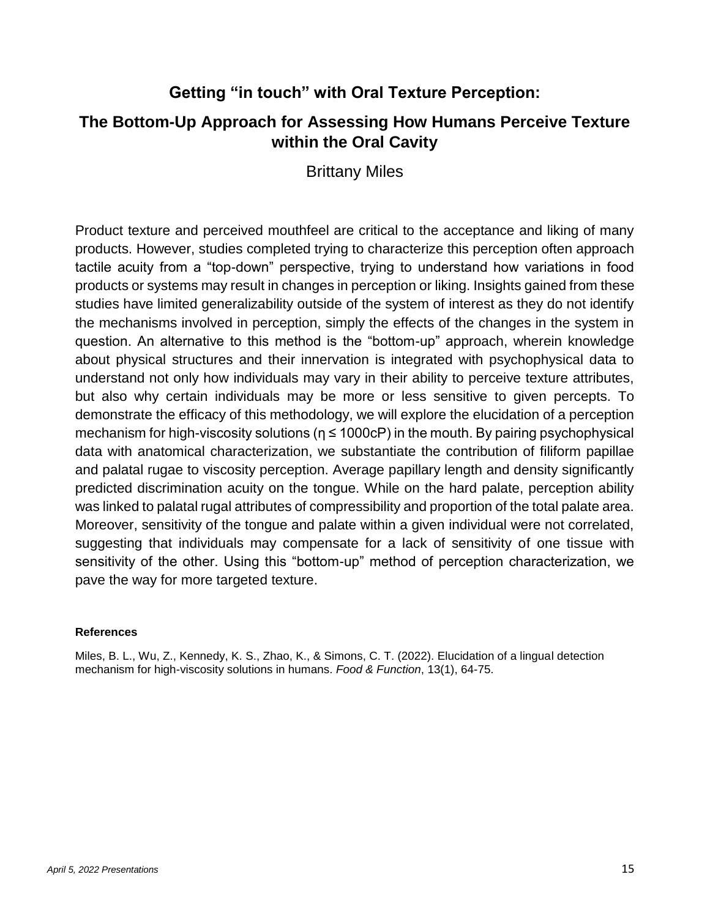# Getting "in touch" with Oral Texture Perception:

## The Bottom-Up Approach for Assessing How Humans Perceive Texture within the Oral Cavity

Brittany Miles

Product texture and perceived mouthfeel are critical to the acceptance and liking of many products. However, studies completed trying to characterize this perception often approach tactile acuity from a "top-down" perspective, trying to understand how variations in food products or systems may result in changes in perception or liking. Insights gained from these studies have limited generalizability outside of the system of interest as they do not identify the mechanisms involved in perception, simply the effects of the changes in the system in question. An alternative to this method is the "bottom-up" approach, wherein knowledge about physical structures and their innervation is integrated with psychophysical data to understand not only how individuals may vary in their ability to perceive texture attributes, but also why certain individuals may be more or less sensitive to given percepts. To demonstrate the efficacy of this methodology, we will explore the elucidation of a perception mechanism for high-viscosity solutions ($\eta \leq 1000cP$) in the mouth. By pairing psychophysical data with anatomical characterization, we substantiate the contribution of filiform papillae and palatal rugae to viscosity perception. Average papillary length and density significantly predicted discrimination acuity on the tongue. While on the hard palate, perception ability was linked to palatal rugal attributes of compressibility and proportion of the total palate area. Moreover, sensitivity of the tongue and palate within a given individual were not correlated, suggesting that individuals may compensate for a lack of sensitivity of one tissue with sensitivity of the other. Using this "bottom-up" method of perception characterization, we pave the way for more targeted texture.

#### References

Miles, B. L., Wu, Z., Kennedy, K. S., Zhao, K., & Simons, C. T. (2022). Elucidation of a lingual detection mechanism for high-viscosity solutions in humans. *Food & Function*, 13(1), 64-75.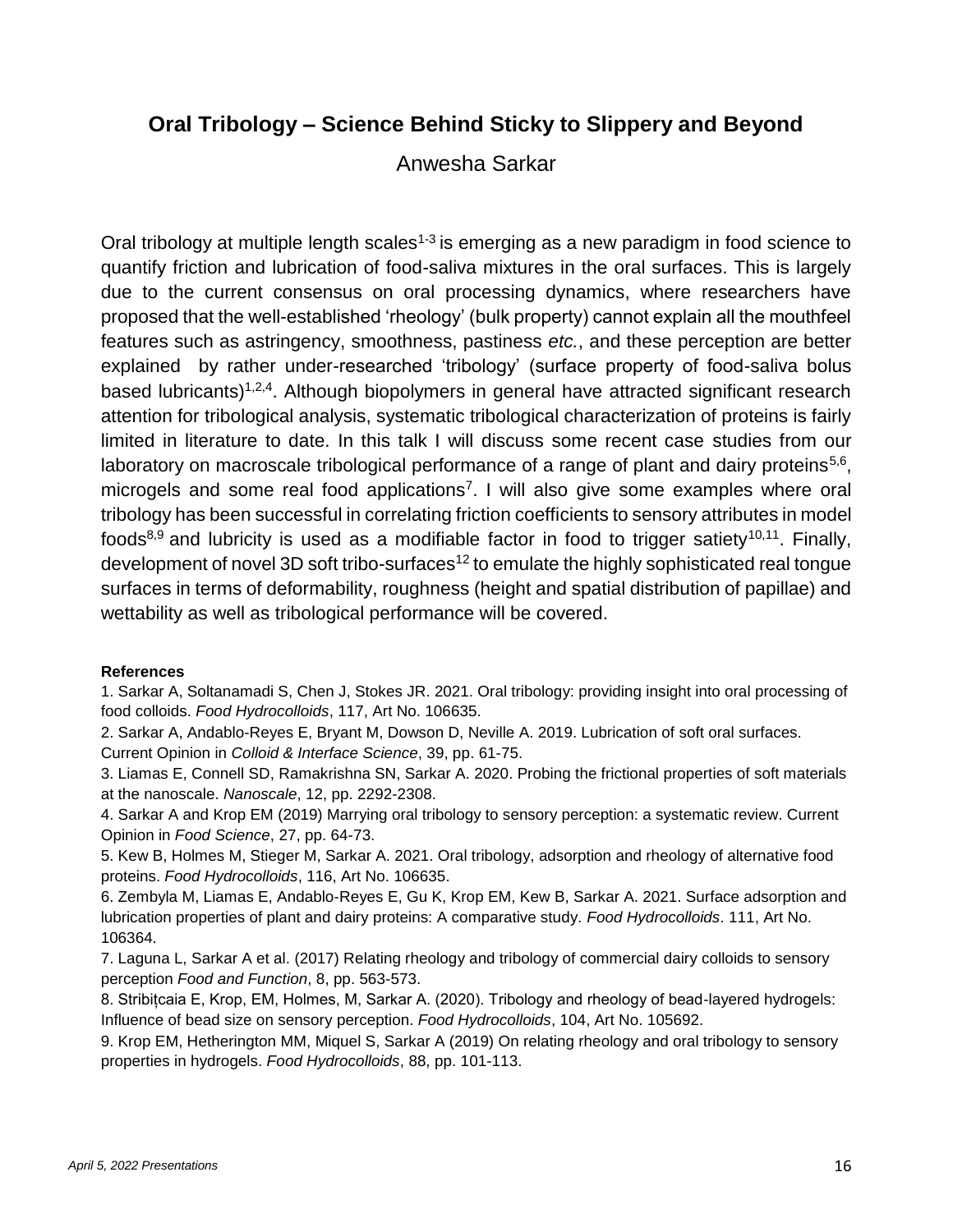## Oral Tribology – Science Behind Sticky to Slippery and Beyond

Anwesha Sarkar

Oral tribology at multiple length scales[1-3] is emerging as a new paradigm in food science to quantify friction and lubrication of food-saliva mixtures in the oral surfaces. This is largely due to the current consensus on oral processing dynamics, where researchers have proposed that the well-established 'rheology' (bulk property) cannot explain all the mouthfeel features such as astringency, smoothness, pastiness *etc.*, and these perception are better explained by rather under-researched 'tribology' (surface property of food-saliva bolus based lubricants)[1,2,4]. Although biopolymers in general have attracted significant research attention for tribological analysis, systematic tribological characterization of proteins is fairly limited in literature to date. In this talk I will discuss some recent case studies from our laboratory on macroscale tribological performance of a range of plant and dairy proteins[5,6], microgels and some real food applications[7]. I will also give some examples where oral tribology has been successful in correlating friction coefficients to sensory attributes in model foods[8,9] and lubricity is used as a modifiable factor in food to trigger satiety[10,11]. Finally, development of novel 3D soft tribo-surfaces[12] to emulate the highly sophisticated real tongue surfaces in terms of deformability, roughness (height and spatial distribution of papillae) and wettability as well as tribological performance will be covered.

**References**

1. Sarkar A, Soltanamadi S, Chen J, Stokes JR. 2021. Oral tribology: providing insight into oral processing of food colloids. *Food Hydrocolloids*, 117, Art No. 106635.
2. Sarkar A, Andablo-Reyes E, Bryant M, Dowson D, Neville A. 2019. Lubrication of soft oral surfaces. Current Opinion in *Colloid & Interface Science*, 39, pp. 61-75.
3. Liamas E, Connell SD, Ramakrishna SN, Sarkar A. 2020. Probing the frictional properties of soft materials at the nanoscale. *Nanoscale*, 12, pp. 2292-2308.
4. Sarkar A and Krop EM (2019) Marrying oral tribology to sensory perception: a systematic review. Current Opinion in *Food Science*, 27, pp. 64-73.
5. Kew B, Holmes M, Stieger M, Sarkar A. 2021. Oral tribology, adsorption and rheology of alternative food proteins. *Food Hydrocolloids*, 116, Art No. 106635.
6. Zembyla M, Liamas E, Andablo-Reyes E, Gu K, Krop EM, Kew B, Sarkar A. 2021. Surface adsorption and lubrication properties of plant and dairy proteins: A comparative study. *Food Hydrocolloids*. 111, Art No. 106364.
7. Laguna L, Sarkar A et al. (2017) Relating rheology and tribology of commercial dairy colloids to sensory perception *Food and Function*, 8, pp. 563-573.
8. Stribițcaia E, Krop, EM, Holmes, M, Sarkar A. (2020). Tribology and rheology of bead-layered hydrogels: Influence of bead size on sensory perception. *Food Hydrocolloids*, 104, Art No. 105692.
9. Krop EM, Hetherington MM, Miquel S, Sarkar A (2019) On relating rheology and oral tribology to sensory properties in hydrogels. *Food Hydrocolloids*, 88, pp. 101-113.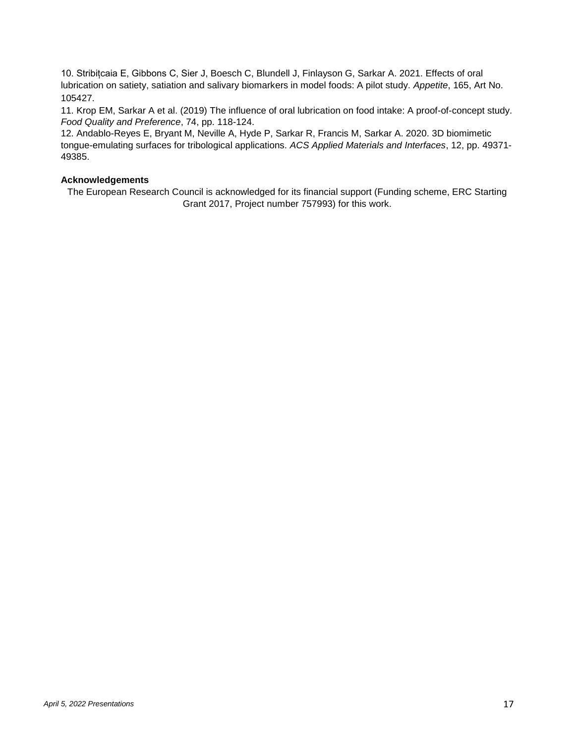10. Stribiţcaia E, Gibbons C, Sier J, Boesch C, Blundell J, Finlayson G, Sarkar A. 2021. Effects of oral lubrication on satiety, satiation and salivary biomarkers in model foods: A pilot study. *Appetite*, 165, Art No. 105427.

11. Krop EM, Sarkar A et al. (2019) The influence of oral lubrication on food intake: A proof-of-concept study. *Food Quality and Preference*, 74, pp. 118-124.

12. Andablo-Reyes E, Bryant M, Neville A, Hyde P, Sarkar R, Francis M, Sarkar A. 2020. 3D biomimetic tongue-emulating surfaces for tribological applications. *ACS Applied Materials and Interfaces*, 12, pp. 49371-49385.

**Acknowledgements**

The European Research Council is acknowledged for its financial support (Funding scheme, ERC Starting Grant 2017, Project number 757993) for this work.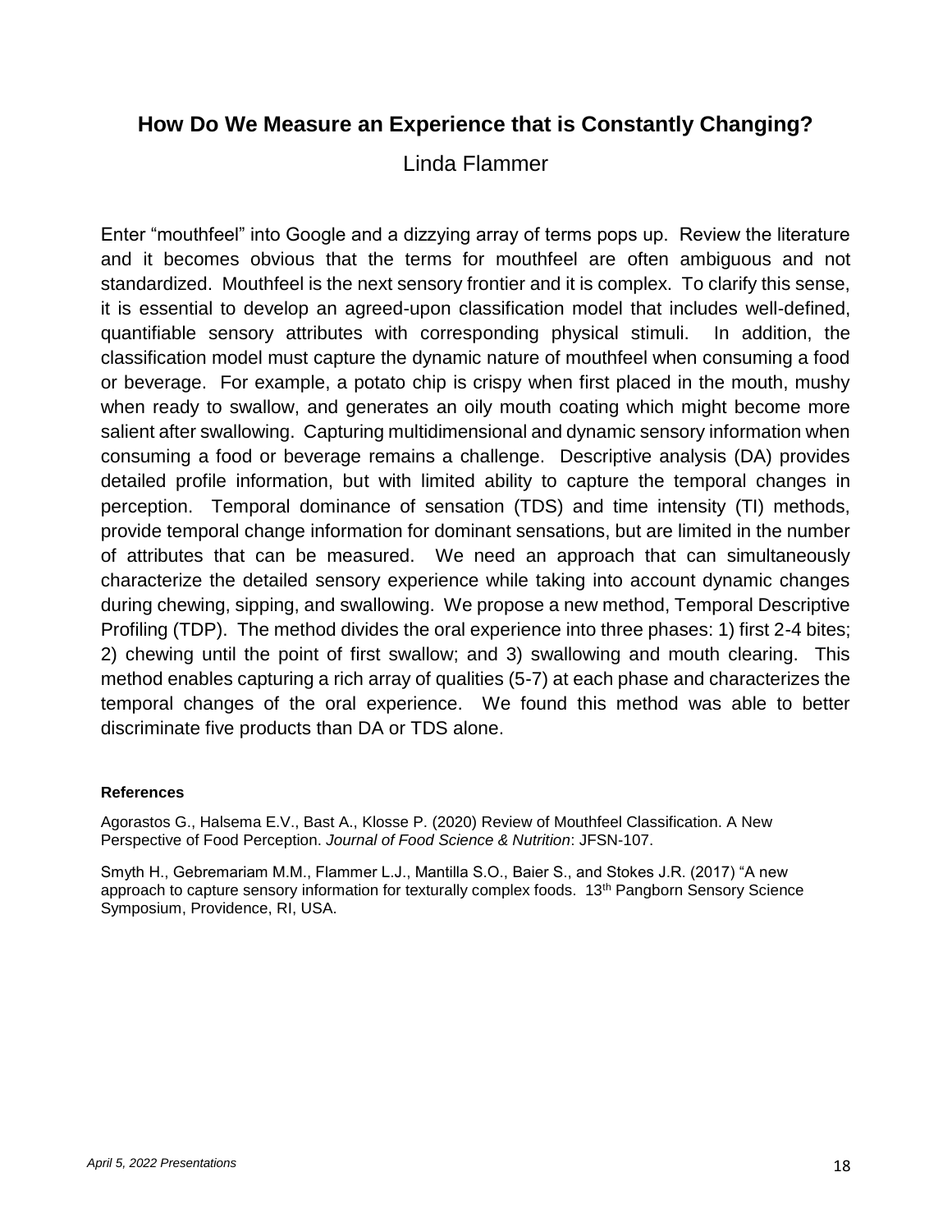## How Do We Measure an Experience that is Constantly Changing?

Linda Flammer

Enter "mouthfeel" into Google and a dizzying array of terms pops up. Review the literature and it becomes obvious that the terms for mouthfeel are often ambiguous and not standardized. Mouthfeel is the next sensory frontier and it is complex. To clarify this sense, it is essential to develop an agreed-upon classification model that includes well-defined, quantifiable sensory attributes with corresponding physical stimuli. In addition, the classification model must capture the dynamic nature of mouthfeel when consuming a food or beverage. For example, a potato chip is crispy when first placed in the mouth, mushy when ready to swallow, and generates an oily mouth coating which might become more salient after swallowing. Capturing multidimensional and dynamic sensory information when consuming a food or beverage remains a challenge. Descriptive analysis (DA) provides detailed profile information, but with limited ability to capture the temporal changes in perception. Temporal dominance of sensation (TDS) and time intensity (TI) methods, provide temporal change information for dominant sensations, but are limited in the number of attributes that can be measured. We need an approach that can simultaneously characterize the detailed sensory experience while taking into account dynamic changes during chewing, sipping, and swallowing. We propose a new method, Temporal Descriptive Profiling (TDP). The method divides the oral experience into three phases: 1) first 2-4 bites; 2) chewing until the point of first swallow; and 3) swallowing and mouth clearing. This method enables capturing a rich array of qualities (5-7) at each phase and characterizes the temporal changes of the oral experience. We found this method was able to better discriminate five products than DA or TDS alone.

**References**

Agorastos G., Halsema E.V., Bast A., Klosse P. (2020) Review of Mouthfeel Classification. A New Perspective of Food Perception. *Journal of Food Science & Nutrition*: JFSN-107.

Smyth H., Gebremariam M.M., Flammer L.J., Mantilla S.O., Baier S., and Stokes J.R. (2017) "A new approach to capture sensory information for texturally complex foods. 13th Pangborn Sensory Science Symposium, Providence, RI, USA.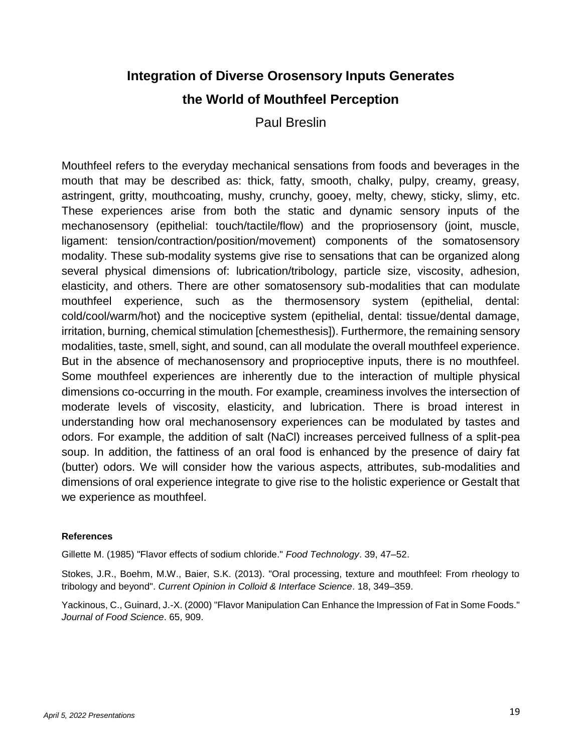# Integration of Diverse Orosensory Inputs Generates the World of Mouthfeel Perception

Paul Breslin

Mouthfeel refers to the everyday mechanical sensations from foods and beverages in the mouth that may be described as: thick, fatty, smooth, chalky, pulpy, creamy, greasy, astringent, gritty, mouthcoating, mushy, crunchy, gooey, melty, chewy, sticky, slimy, etc. These experiences arise from both the static and dynamic sensory inputs of the mechanosensory (epithelial: touch/tactile/flow) and the propriosensory (joint, muscle, ligament: tension/contraction/position/movement) components of the somatosensory modality. These sub-modality systems give rise to sensations that can be organized along several physical dimensions of: lubrication/tribology, particle size, viscosity, adhesion, elasticity, and others. There are other somatosensory sub-modalities that can modulate mouthfeel experience, such as the thermosensory system (epithelial, dental: cold/cool/warm/hot) and the nociceptive system (epithelial, dental: tissue/dental damage, irritation, burning, chemical stimulation [chemesthesis]). Furthermore, the remaining sensory modalities, taste, smell, sight, and sound, can all modulate the overall mouthfeel experience. But in the absence of mechanosensory and proprioceptive inputs, there is no mouthfeel. Some mouthfeel experiences are inherently due to the interaction of multiple physical dimensions co-occurring in the mouth. For example, creaminess involves the intersection of moderate levels of viscosity, elasticity, and lubrication. There is broad interest in understanding how oral mechanosensory experiences can be modulated by tastes and odors. For example, the addition of salt (NaCl) increases perceived fullness of a split-pea soup. In addition, the fattiness of an oral food is enhanced by the presence of dairy fat (butter) odors. We will consider how the various aspects, attributes, sub-modalities and dimensions of oral experience integrate to give rise to the holistic experience or Gestalt that we experience as mouthfeel.

**References**

Gillette M. (1985) "Flavor effects of sodium chloride." *Food Technology*. 39, 47–52.

Stokes, J.R., Boehm, M.W., Baier, S.K. (2013). "Oral processing, texture and mouthfeel: From rheology to tribology and beyond". *Current Opinion in Colloid & Interface Science*. 18, 349–359.

Yackinous, C., Guinard, J.-X. (2000) "Flavor Manipulation Can Enhance the Impression of Fat in Some Foods." *Journal of Food Science*. 65, 909.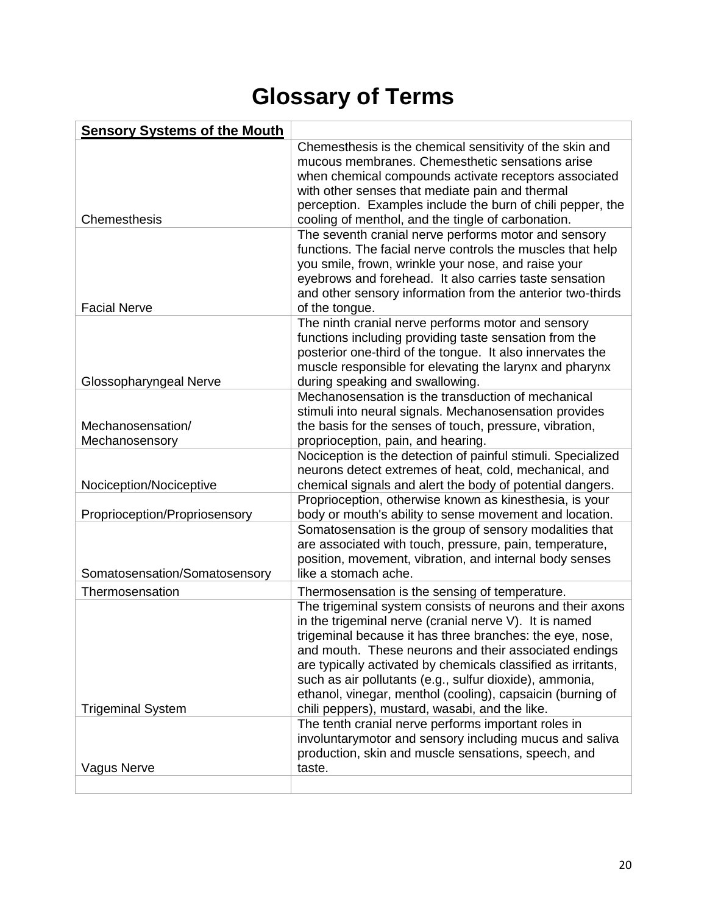# Glossary of Terms

| **Sensory Systems of the Mouth** | |
|---|---|
| Chemesthesis | Chemesthesis is the chemical sensitivity of the skin and mucous membranes. Chemesthetic sensations arise when chemical compounds activate receptors associated with other senses that mediate pain and thermal perception. Examples include the burn of chili pepper, the cooling of menthol, and the tingle of carbonation. |
| Facial Nerve | The seventh cranial nerve performs motor and sensory functions. The facial nerve controls the muscles that help you smile, frown, wrinkle your nose, and raise your eyebrows and forehead. It also carries taste sensation and other sensory information from the anterior two-thirds of the tongue. |
| Glossopharyngeal Nerve | The ninth cranial nerve performs motor and sensory functions including providing taste sensation from the posterior one-third of the tongue. It also innervates the muscle responsible for elevating the larynx and pharynx during speaking and swallowing. |
| Mechanosensation/ Mechanosensory | Mechanosensation is the transduction of mechanical stimuli into neural signals. Mechanosensation provides the basis for the senses of touch, pressure, vibration, proprioception, pain, and hearing. |
| Nociception/Nociceptive | Nociception is the detection of painful stimuli. Specialized neurons detect extremes of heat, cold, mechanical, and chemical signals and alert the body of potential dangers. |
| Proprioception/Propriosensory | Proprioception, otherwise known as kinesthesia, is your body or mouth's ability to sense movement and location. |
| Somatosensation/Somatosensory | Somatosensation is the group of sensory modalities that are associated with touch, pressure, pain, temperature, position, movement, vibration, and internal body senses like a stomach ache. |
| Thermosensation | Thermosensation is the sensing of temperature. |
| Trigeminal System | The trigeminal system consists of neurons and their axons in the trigeminal nerve (cranial nerve V). It is named trigeminal because it has three branches: the eye, nose, and mouth. These neurons and their associated endings are typically activated by chemicals classified as irritants, such as air pollutants (e.g., sulfur dioxide), ammonia, ethanol, vinegar, menthol (cooling), capsaicin (burning of chili peppers), mustard, wasabi, and the like. |
| Vagus Nerve | The tenth cranial nerve performs important roles in involuntarymotor and sensory including mucus and saliva production, skin and muscle sensations, speech, and taste. |
| | |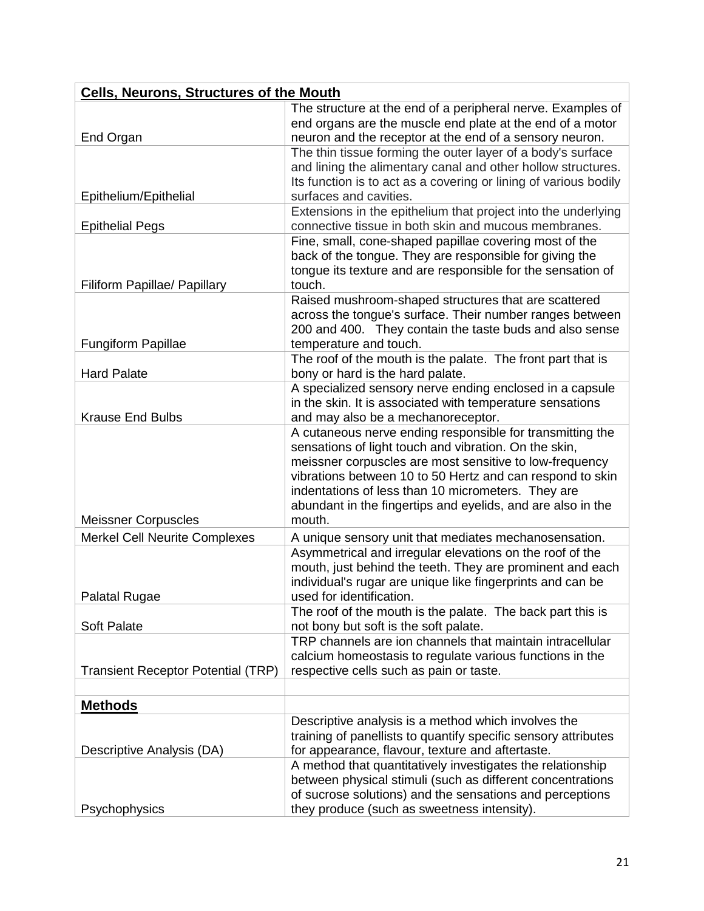| **Cells, Neurons, Structures of the Mouth** | |
|---|---|
| End Organ | The structure at the end of a peripheral nerve. Examples of end organs are the muscle end plate at the end of a motor neuron and the receptor at the end of a sensory neuron. |
| Epithelium/Epithelial | The thin tissue forming the outer layer of a body's surface and lining the alimentary canal and other hollow structures. Its function is to act as a covering or lining of various bodily surfaces and cavities. |
| Epithelial Pegs | Extensions in the epithelium that project into the underlying connective tissue in both skin and mucous membranes. |
| Filiform Papillae/ Papillary | Fine, small, cone-shaped papillae covering most of the back of the tongue. They are responsible for giving the tongue its texture and are responsible for the sensation of touch. |
| Fungiform Papillae | Raised mushroom-shaped structures that are scattered across the tongue's surface. Their number ranges between 200 and 400. They contain the taste buds and also sense temperature and touch. |
| Hard Palate | The roof of the mouth is the palate. The front part that is bony or hard is the hard palate. |
| Krause End Bulbs | A specialized sensory nerve ending enclosed in a capsule in the skin. It is associated with temperature sensations and may also be a mechanoreceptor. |
| Meissner Corpuscles | A cutaneous nerve ending responsible for transmitting the sensations of light touch and vibration. On the skin, meissner corpuscles are most sensitive to low-frequency vibrations between 10 to 50 Hertz and can respond to skin indentations of less than 10 micrometers. They are abundant in the fingertips and eyelids, and are also in the mouth. |
| Merkel Cell Neurite Complexes | A unique sensory unit that mediates mechanosensation. |
| Palatal Rugae | Asymmetrical and irregular elevations on the roof of the mouth, just behind the teeth. They are prominent and each individual's rugar are unique like fingerprints and can be used for identification. |
| Soft Palate | The roof of the mouth is the palate. The back part this is not bony but soft is the soft palate. |
| Transient Receptor Potential (TRP) | TRP channels are ion channels that maintain intracellular calcium homeostasis to regulate various functions in the respective cells such as pain or taste. |
| | |
| **Methods** | |
| Descriptive Analysis (DA) | Descriptive analysis is a method which involves the training of panellists to quantify specific sensory attributes for appearance, flavour, texture and aftertaste. |
| Psychophysics | A method that quantitatively investigates the relationship between physical stimuli (such as different concentrations of sucrose solutions) and the sensations and perceptions they produce (such as sweetness intensity). |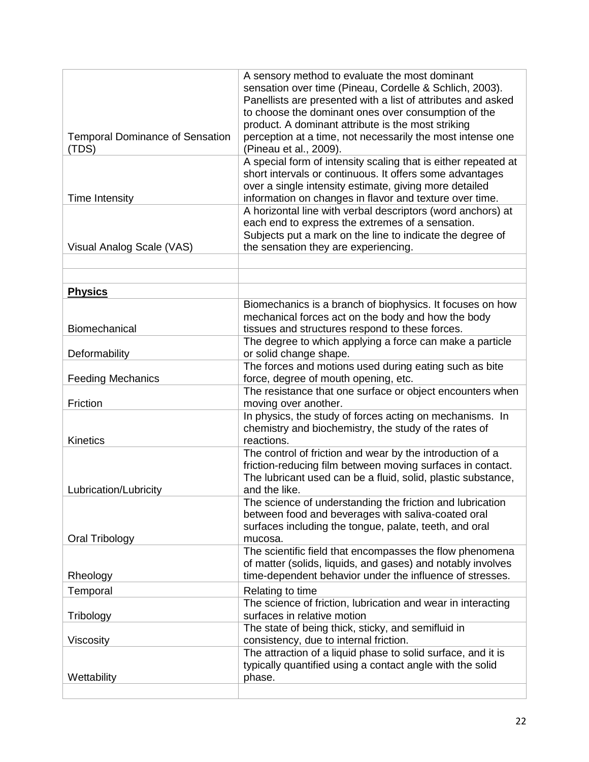| | |
|---|---|
| Temporal Dominance of Sensation (TDS) | A sensory method to evaluate the most dominant sensation over time (Pineau, Cordelle & Schlich, 2003). Panellists are presented with a list of attributes and asked to choose the dominant ones over consumption of the product. A dominant attribute is the most striking perception at a time, not necessarily the most intense one (Pineau et al., 2009). |
| Time Intensity | A special form of intensity scaling that is either repeated at short intervals or continuous. It offers some advantages over a single intensity estimate, giving more detailed information on changes in flavor and texture over time. |
| Visual Analog Scale (VAS) | A horizontal line with verbal descriptors (word anchors) at each end to express the extremes of a sensation. Subjects put a mark on the line to indicate the degree of the sensation they are experiencing. |
| | |
| | |
| **Physics** | |
| Biomechanical | Biomechanics is a branch of biophysics. It focuses on how mechanical forces act on the body and how the body tissues and structures respond to these forces. |
| Deformability | The degree to which applying a force can make a particle or solid change shape. |
| Feeding Mechanics | The forces and motions used during eating such as bite force, degree of mouth opening, etc. |
| Friction | The resistance that one surface or object encounters when moving over another. |
| Kinetics | In physics, the study of forces acting on mechanisms. In chemistry and biochemistry, the study of the rates of reactions. |
| Lubrication/Lubricity | The control of friction and wear by the introduction of a friction-reducing film between moving surfaces in contact. The lubricant used can be a fluid, solid, plastic substance, and the like. |
| Oral Tribology | The science of understanding the friction and lubrication between food and beverages with saliva-coated oral surfaces including the tongue, palate, teeth, and oral mucosa. |
| Rheology | The scientific field that encompasses the flow phenomena of matter (solids, liquids, and gases) and notably involves time-dependent behavior under the influence of stresses. |
| Temporal | Relating to time |
| Tribology | The science of friction, lubrication and wear in interacting surfaces in relative motion |
| Viscosity | The state of being thick, sticky, and semifluid in consistency, due to internal friction. |
| Wettability | The attraction of a liquid phase to solid surface, and it is typically quantified using a contact angle with the solid phase. |
| | |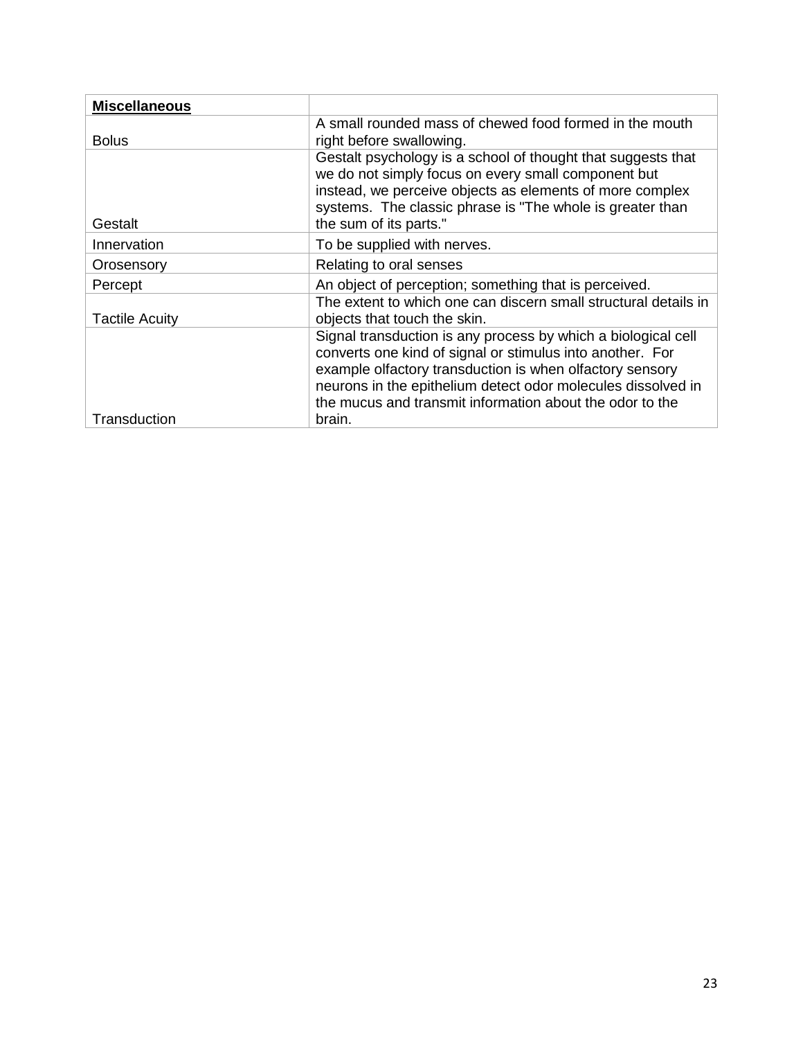| **Miscellaneous** | |
|---|---|
| Bolus | A small rounded mass of chewed food formed in the mouth right before swallowing. |
| Gestalt | Gestalt psychology is a school of thought that suggests that we do not simply focus on every small component but instead, we perceive objects as elements of more complex systems. The classic phrase is "The whole is greater than the sum of its parts." |
| Innervation | To be supplied with nerves. |
| Orosensory | Relating to oral senses |
| Percept | An object of perception; something that is perceived. |
| Tactile Acuity | The extent to which one can discern small structural details in objects that touch the skin. |
| Transduction | Signal transduction is any process by which a biological cell converts one kind of signal or stimulus into another. For example olfactory transduction is when olfactory sensory neurons in the epithelium detect odor molecules dissolved in the mucus and transmit information about the odor to the brain. |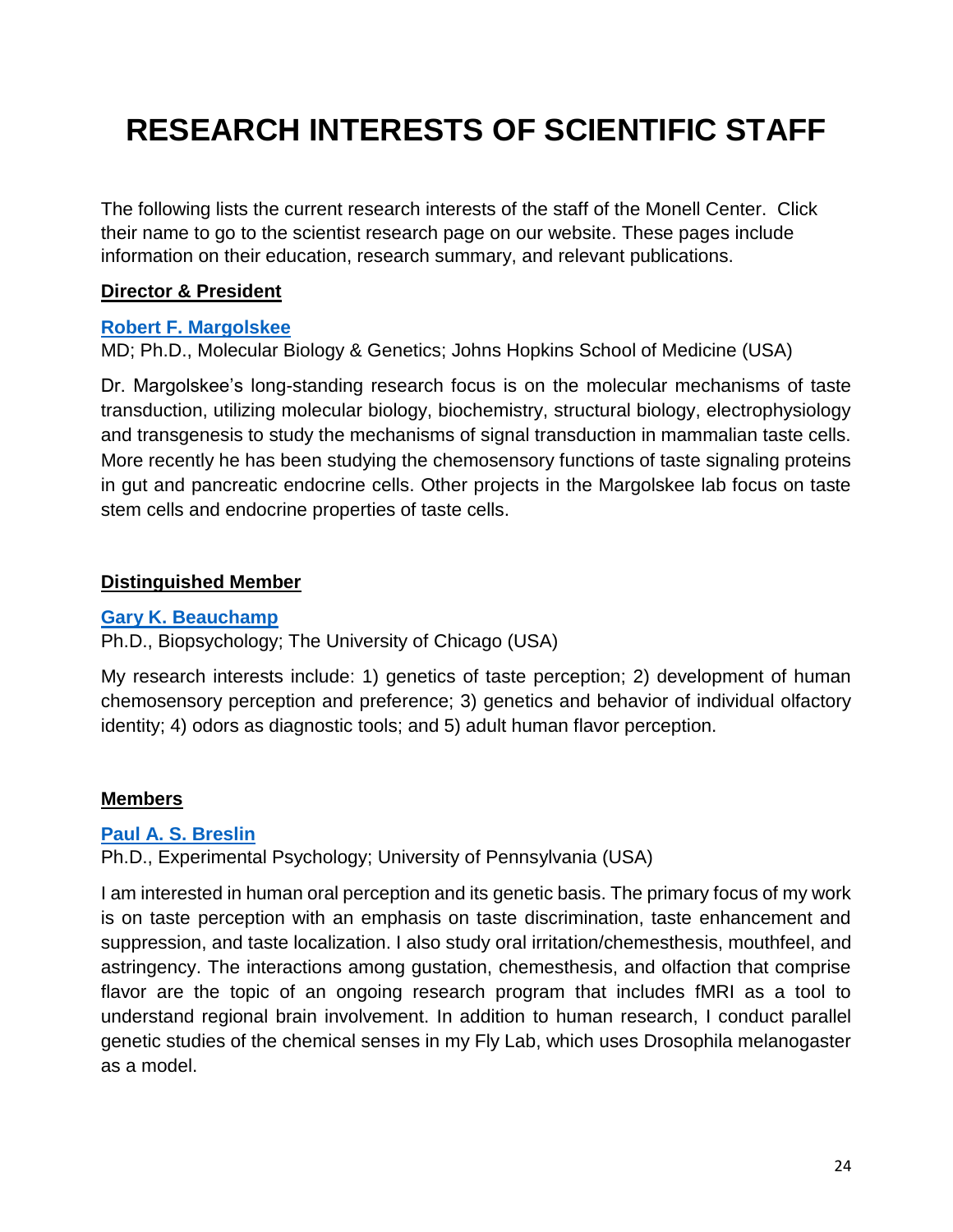# RESEARCH INTERESTS OF SCIENTIFIC STAFF

The following lists the current research interests of the staff of the Monell Center. Click their name to go to the scientist research page on our website. These pages include information on their education, research summary, and relevant publications.

## Director & President

### Robert F. Margolskee

MD; Ph.D., Molecular Biology & Genetics; Johns Hopkins School of Medicine (USA)

Dr. Margolskee's long-standing research focus is on the molecular mechanisms of taste transduction, utilizing molecular biology, biochemistry, structural biology, electrophysiology and transgenesis to study the mechanisms of signal transduction in mammalian taste cells. More recently he has been studying the chemosensory functions of taste signaling proteins in gut and pancreatic endocrine cells. Other projects in the Margolskee lab focus on taste stem cells and endocrine properties of taste cells.

## Distinguished Member

### Gary K. Beauchamp

Ph.D., Biopsychology; The University of Chicago (USA)

My research interests include: 1) genetics of taste perception; 2) development of human chemosensory perception and preference; 3) genetics and behavior of individual olfactory identity; 4) odors as diagnostic tools; and 5) adult human flavor perception.

## Members

### Paul A. S. Breslin

Ph.D., Experimental Psychology; University of Pennsylvania (USA)

I am interested in human oral perception and its genetic basis. The primary focus of my work is on taste perception with an emphasis on taste discrimination, taste enhancement and suppression, and taste localization. I also study oral irritation/chemesthesis, mouthfeel, and astringency. The interactions among gustation, chemesthesis, and olfaction that comprise flavor are the topic of an ongoing research program that includes fMRI as a tool to understand regional brain involvement. In addition to human research, I conduct parallel genetic studies of the chemical senses in my Fly Lab, which uses Drosophila melanogaster as a model.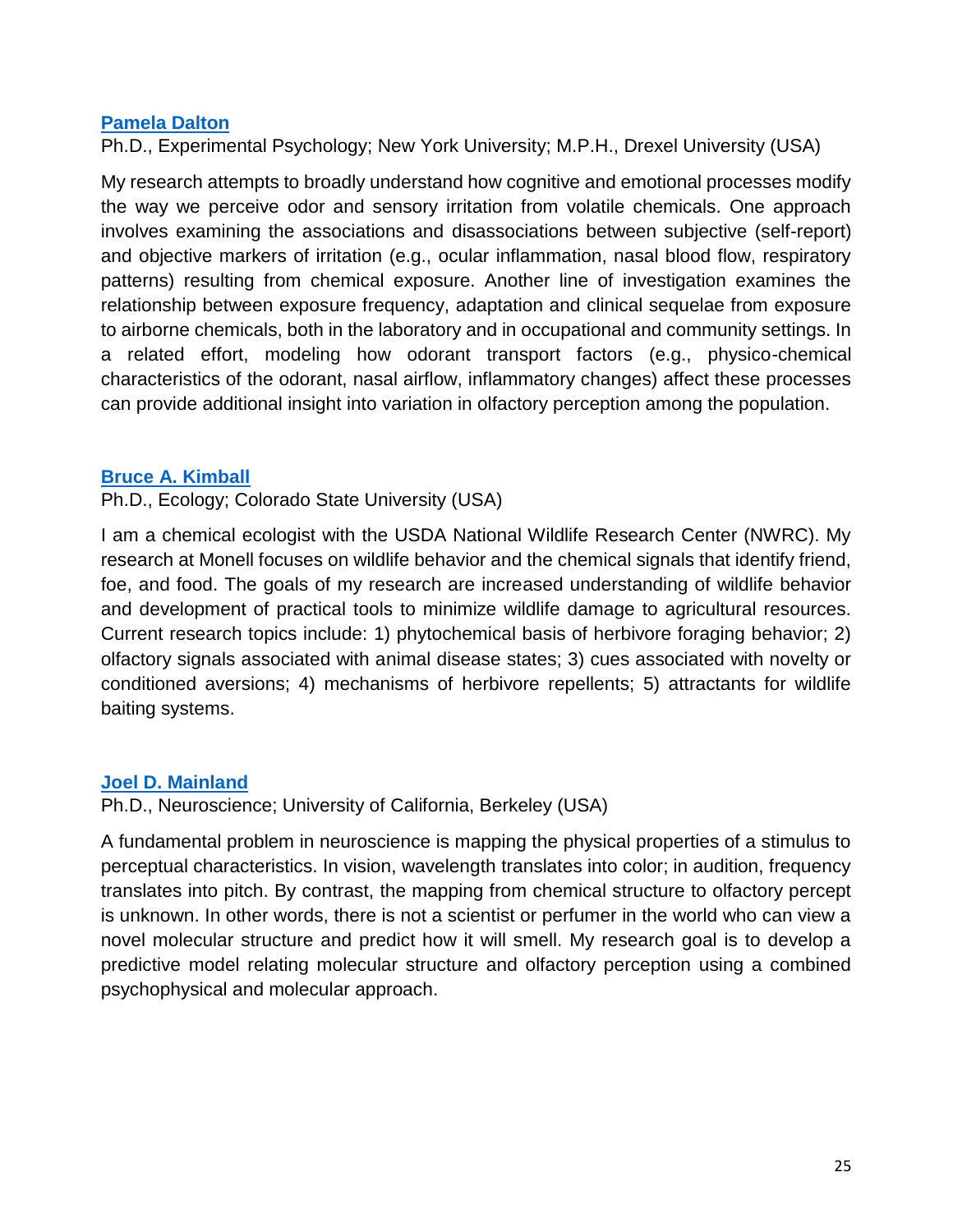### [Pamela Dalton]()

Ph.D., Experimental Psychology; New York University; M.P.H., Drexel University (USA)

My research attempts to broadly understand how cognitive and emotional processes modify the way we perceive odor and sensory irritation from volatile chemicals. One approach involves examining the associations and disassociations between subjective (self-report) and objective markers of irritation (e.g., ocular inflammation, nasal blood flow, respiratory patterns) resulting from chemical exposure. Another line of investigation examines the relationship between exposure frequency, adaptation and clinical sequelae from exposure to airborne chemicals, both in the laboratory and in occupational and community settings. In a related effort, modeling how odorant transport factors (e.g., physico-chemical characteristics of the odorant, nasal airflow, inflammatory changes) affect these processes can provide additional insight into variation in olfactory perception among the population.

### [Bruce A. Kimball]()

Ph.D., Ecology; Colorado State University (USA)

I am a chemical ecologist with the USDA National Wildlife Research Center (NWRC). My research at Monell focuses on wildlife behavior and the chemical signals that identify friend, foe, and food. The goals of my research are increased understanding of wildlife behavior and development of practical tools to minimize wildlife damage to agricultural resources. Current research topics include: 1) phytochemical basis of herbivore foraging behavior; 2) olfactory signals associated with animal disease states; 3) cues associated with novelty or conditioned aversions; 4) mechanisms of herbivore repellents; 5) attractants for wildlife baiting systems.

### [Joel D. Mainland]()

Ph.D., Neuroscience; University of California, Berkeley (USA)

A fundamental problem in neuroscience is mapping the physical properties of a stimulus to perceptual characteristics. In vision, wavelength translates into color; in audition, frequency translates into pitch. By contrast, the mapping from chemical structure to olfactory percept is unknown. In other words, there is not a scientist or perfumer in the world who can view a novel molecular structure and predict how it will smell. My research goal is to develop a predictive model relating molecular structure and olfactory perception using a combined psychophysical and molecular approach.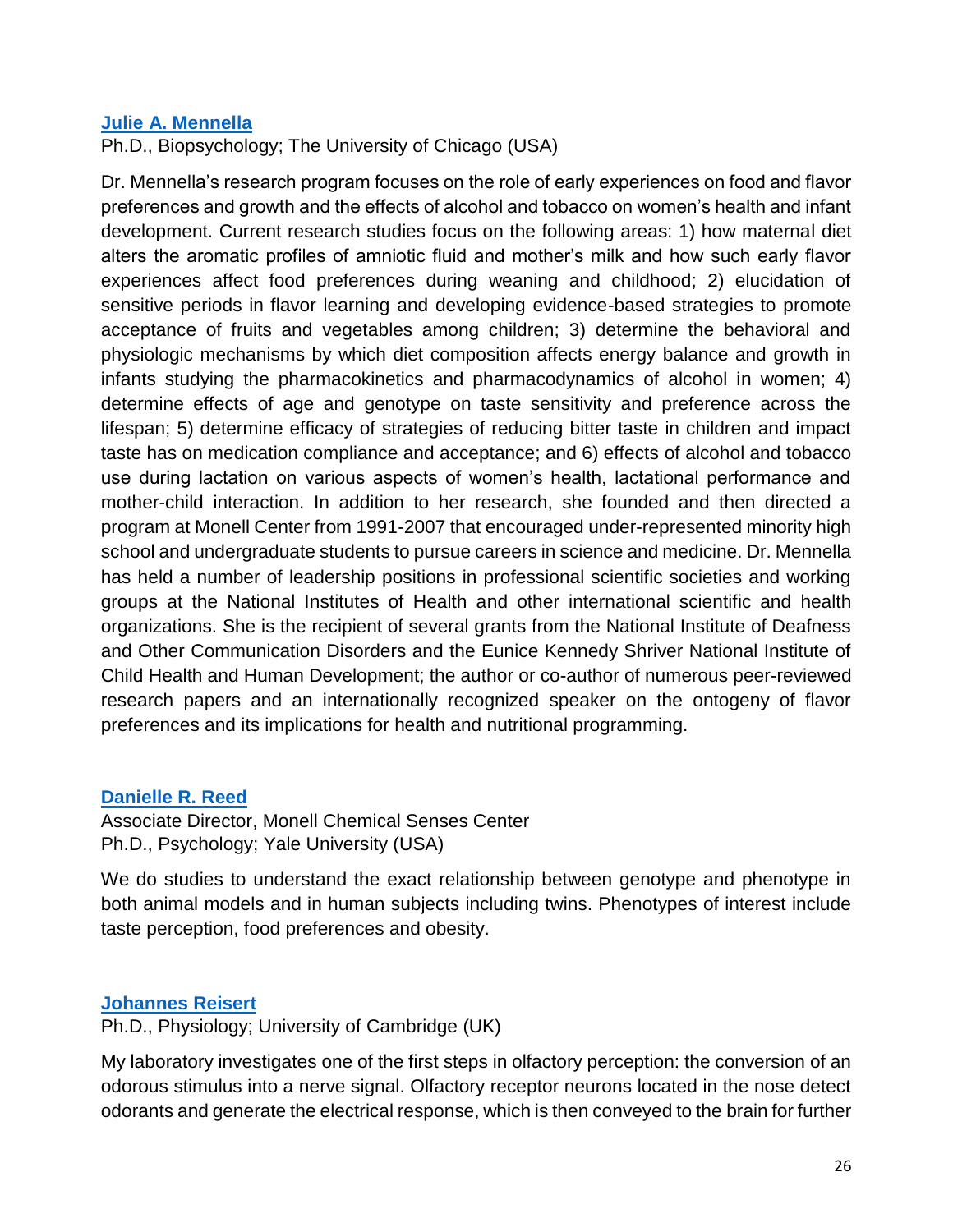### [Julie A. Mennella]

Ph.D., Biopsychology; The University of Chicago (USA)

Dr. Mennella's research program focuses on the role of early experiences on food and flavor preferences and growth and the effects of alcohol and tobacco on women's health and infant development. Current research studies focus on the following areas: 1) how maternal diet alters the aromatic profiles of amniotic fluid and mother's milk and how such early flavor experiences affect food preferences during weaning and childhood; 2) elucidation of sensitive periods in flavor learning and developing evidence-based strategies to promote acceptance of fruits and vegetables among children; 3) determine the behavioral and physiologic mechanisms by which diet composition affects energy balance and growth in infants studying the pharmacokinetics and pharmacodynamics of alcohol in women; 4) determine effects of age and genotype on taste sensitivity and preference across the lifespan; 5) determine efficacy of strategies of reducing bitter taste in children and impact taste has on medication compliance and acceptance; and 6) effects of alcohol and tobacco use during lactation on various aspects of women's health, lactational performance and mother-child interaction. In addition to her research, she founded and then directed a program at Monell Center from 1991-2007 that encouraged under-represented minority high school and undergraduate students to pursue careers in science and medicine. Dr. Mennella has held a number of leadership positions in professional scientific societies and working groups at the National Institutes of Health and other international scientific and health organizations. She is the recipient of several grants from the National Institute of Deafness and Other Communication Disorders and the Eunice Kennedy Shriver National Institute of Child Health and Human Development; the author or co-author of numerous peer-reviewed research papers and an internationally recognized speaker on the ontogeny of flavor preferences and its implications for health and nutritional programming.

### [Danielle R. Reed]

Associate Director, Monell Chemical Senses Center
Ph.D., Psychology; Yale University (USA)

We do studies to understand the exact relationship between genotype and phenotype in both animal models and in human subjects including twins. Phenotypes of interest include taste perception, food preferences and obesity.

### [Johannes Reisert]

Ph.D., Physiology; University of Cambridge (UK)

My laboratory investigates one of the first steps in olfactory perception: the conversion of an odorous stimulus into a nerve signal. Olfactory receptor neurons located in the nose detect odorants and generate the electrical response, which is then conveyed to the brain for further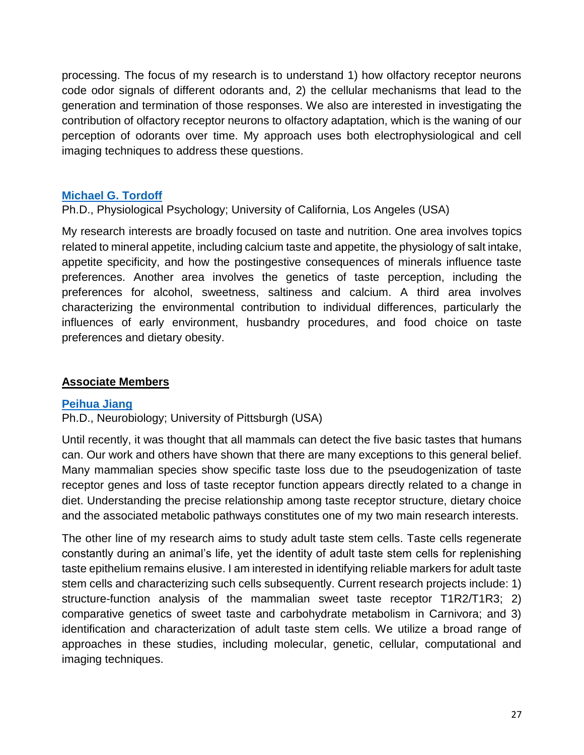processing. The focus of my research is to understand 1) how olfactory receptor neurons code odor signals of different odorants and, 2) the cellular mechanisms that lead to the generation and termination of those responses. We also are interested in investigating the contribution of olfactory receptor neurons to olfactory adaptation, which is the waning of our perception of odorants over time. My approach uses both electrophysiological and cell imaging techniques to address these questions.

### Michael G. Tordoff

Ph.D., Physiological Psychology; University of California, Los Angeles (USA)

My research interests are broadly focused on taste and nutrition. One area involves topics related to mineral appetite, including calcium taste and appetite, the physiology of salt intake, appetite specificity, and how the postingestive consequences of minerals influence taste preferences. Another area involves the genetics of taste perception, including the preferences for alcohol, sweetness, saltiness and calcium. A third area involves characterizing the environmental contribution to individual differences, particularly the influences of early environment, husbandry procedures, and food choice on taste preferences and dietary obesity.

## Associate Members

### Peihua Jiang

Ph.D., Neurobiology; University of Pittsburgh (USA)

Until recently, it was thought that all mammals can detect the five basic tastes that humans can. Our work and others have shown that there are many exceptions to this general belief. Many mammalian species show specific taste loss due to the pseudogenization of taste receptor genes and loss of taste receptor function appears directly related to a change in diet. Understanding the precise relationship among taste receptor structure, dietary choice and the associated metabolic pathways constitutes one of my two main research interests.

The other line of my research aims to study adult taste stem cells. Taste cells regenerate constantly during an animal's life, yet the identity of adult taste stem cells for replenishing taste epithelium remains elusive. I am interested in identifying reliable markers for adult taste stem cells and characterizing such cells subsequently. Current research projects include: 1) structure-function analysis of the mammalian sweet taste receptor T1R2/T1R3; 2) comparative genetics of sweet taste and carbohydrate metabolism in Carnivora; and 3) identification and characterization of adult taste stem cells. We utilize a broad range of approaches in these studies, including molecular, genetic, cellular, computational and imaging techniques.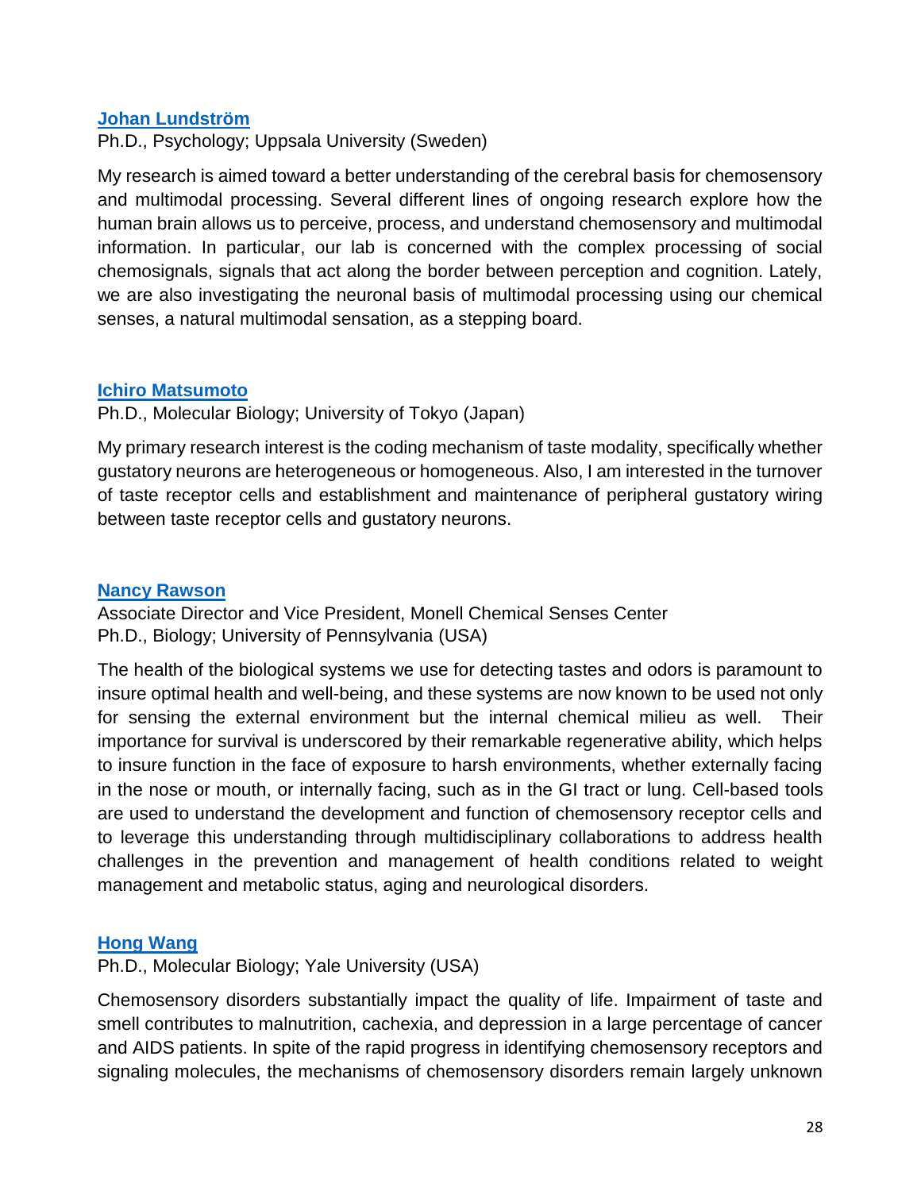### [Johan Lundström]()

Ph.D., Psychology; Uppsala University (Sweden)

My research is aimed toward a better understanding of the cerebral basis for chemosensory and multimodal processing. Several different lines of ongoing research explore how the human brain allows us to perceive, process, and understand chemosensory and multimodal information. In particular, our lab is concerned with the complex processing of social chemosignals, signals that act along the border between perception and cognition. Lately, we are also investigating the neuronal basis of multimodal processing using our chemical senses, a natural multimodal sensation, as a stepping board.

### [Ichiro Matsumoto]()

Ph.D., Molecular Biology; University of Tokyo (Japan)

My primary research interest is the coding mechanism of taste modality, specifically whether gustatory neurons are heterogeneous or homogeneous. Also, I am interested in the turnover of taste receptor cells and establishment and maintenance of peripheral gustatory wiring between taste receptor cells and gustatory neurons.

### [Nancy Rawson]()

Associate Director and Vice President, Monell Chemical Senses Center
Ph.D., Biology; University of Pennsylvania (USA)

The health of the biological systems we use for detecting tastes and odors is paramount to insure optimal health and well-being, and these systems are now known to be used not only for sensing the external environment but the internal chemical milieu as well. Their importance for survival is underscored by their remarkable regenerative ability, which helps to insure function in the face of exposure to harsh environments, whether externally facing in the nose or mouth, or internally facing, such as in the GI tract or lung. Cell-based tools are used to understand the development and function of chemosensory receptor cells and to leverage this understanding through multidisciplinary collaborations to address health challenges in the prevention and management of health conditions related to weight management and metabolic status, aging and neurological disorders.

### [Hong Wang]()

Ph.D., Molecular Biology; Yale University (USA)

Chemosensory disorders substantially impact the quality of life. Impairment of taste and smell contributes to malnutrition, cachexia, and depression in a large percentage of cancer and AIDS patients. In spite of the rapid progress in identifying chemosensory receptors and signaling molecules, the mechanisms of chemosensory disorders remain largely unknown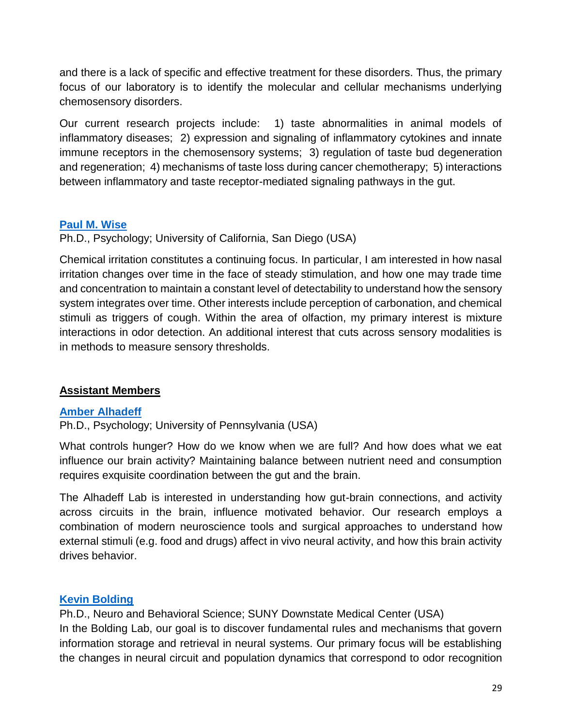and there is a lack of specific and effective treatment for these disorders. Thus, the primary focus of our laboratory is to identify the molecular and cellular mechanisms underlying chemosensory disorders.

Our current research projects include: 1) taste abnormalities in animal models of inflammatory diseases; 2) expression and signaling of inflammatory cytokines and innate immune receptors in the chemosensory systems; 3) regulation of taste bud degeneration and regeneration; 4) mechanisms of taste loss during cancer chemotherapy; 5) interactions between inflammatory and taste receptor-mediated signaling pathways in the gut.

**Paul M. Wise**

Ph.D., Psychology; University of California, San Diego (USA)

Chemical irritation constitutes a continuing focus. In particular, I am interested in how nasal irritation changes over time in the face of steady stimulation, and how one may trade time and concentration to maintain a constant level of detectability to understand how the sensory system integrates over time. Other interests include perception of carbonation, and chemical stimuli as triggers of cough. Within the area of olfaction, my primary interest is mixture interactions in odor detection. An additional interest that cuts across sensory modalities is in methods to measure sensory thresholds.

## Assistant Members

**Amber Alhadeff**

Ph.D., Psychology; University of Pennsylvania (USA)

What controls hunger? How do we know when we are full? And how does what we eat influence our brain activity? Maintaining balance between nutrient need and consumption requires exquisite coordination between the gut and the brain.

The Alhadeff Lab is interested in understanding how gut-brain connections, and activity across circuits in the brain, influence motivated behavior. Our research employs a combination of modern neuroscience tools and surgical approaches to understand how external stimuli (e.g. food and drugs) affect in vivo neural activity, and how this brain activity drives behavior.

**Kevin Bolding**

Ph.D., Neuro and Behavioral Science; SUNY Downstate Medical Center (USA)
In the Bolding Lab, our goal is to discover fundamental rules and mechanisms that govern information storage and retrieval in neural systems. Our primary focus will be establishing the changes in neural circuit and population dynamics that correspond to odor recognition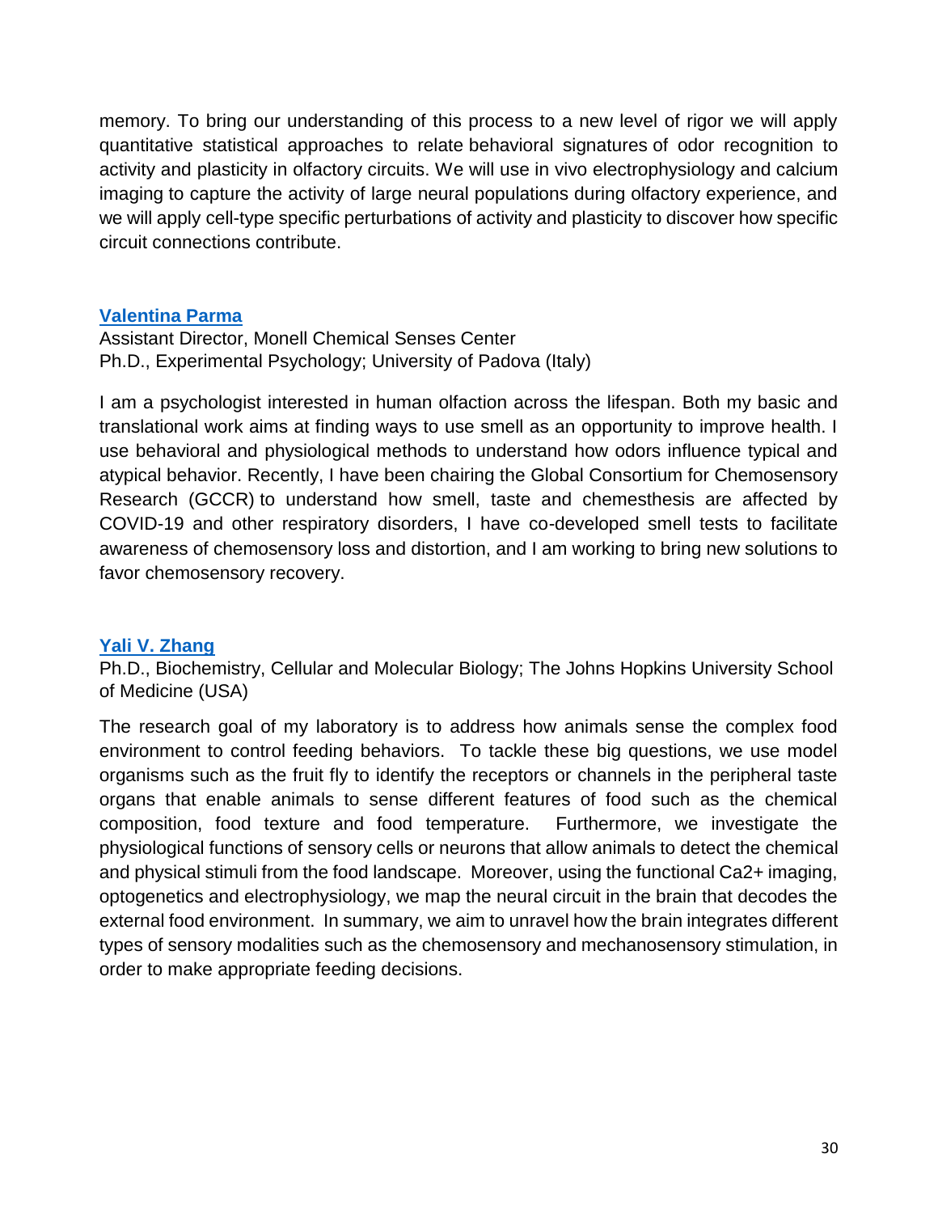memory. To bring our understanding of this process to a new level of rigor we will apply quantitative statistical approaches to relate behavioral signatures of odor recognition to activity and plasticity in olfactory circuits. We will use in vivo electrophysiology and calcium imaging to capture the activity of large neural populations during olfactory experience, and we will apply cell-type specific perturbations of activity and plasticity to discover how specific circuit connections contribute.

### Valentina Parma

Assistant Director, Monell Chemical Senses Center
Ph.D., Experimental Psychology; University of Padova (Italy)

I am a psychologist interested in human olfaction across the lifespan. Both my basic and translational work aims at finding ways to use smell as an opportunity to improve health. I use behavioral and physiological methods to understand how odors influence typical and atypical behavior. Recently, I have been chairing the Global Consortium for Chemosensory Research (GCCR) to understand how smell, taste and chemesthesis are affected by COVID-19 and other respiratory disorders, I have co-developed smell tests to facilitate awareness of chemosensory loss and distortion, and I am working to bring new solutions to favor chemosensory recovery.

### Yali V. Zhang

Ph.D., Biochemistry, Cellular and Molecular Biology; The Johns Hopkins University School of Medicine (USA)

The research goal of my laboratory is to address how animals sense the complex food environment to control feeding behaviors. To tackle these big questions, we use model organisms such as the fruit fly to identify the receptors or channels in the peripheral taste organs that enable animals to sense different features of food such as the chemical composition, food texture and food temperature. Furthermore, we investigate the physiological functions of sensory cells or neurons that allow animals to detect the chemical and physical stimuli from the food landscape. Moreover, using the functional $Ca^{2+}$ imaging, optogenetics and electrophysiology, we map the neural circuit in the brain that decodes the external food environment. In summary, we aim to unravel how the brain integrates different types of sensory modalities such as the chemosensory and mechanosensory stimulation, in order to make appropriate feeding decisions.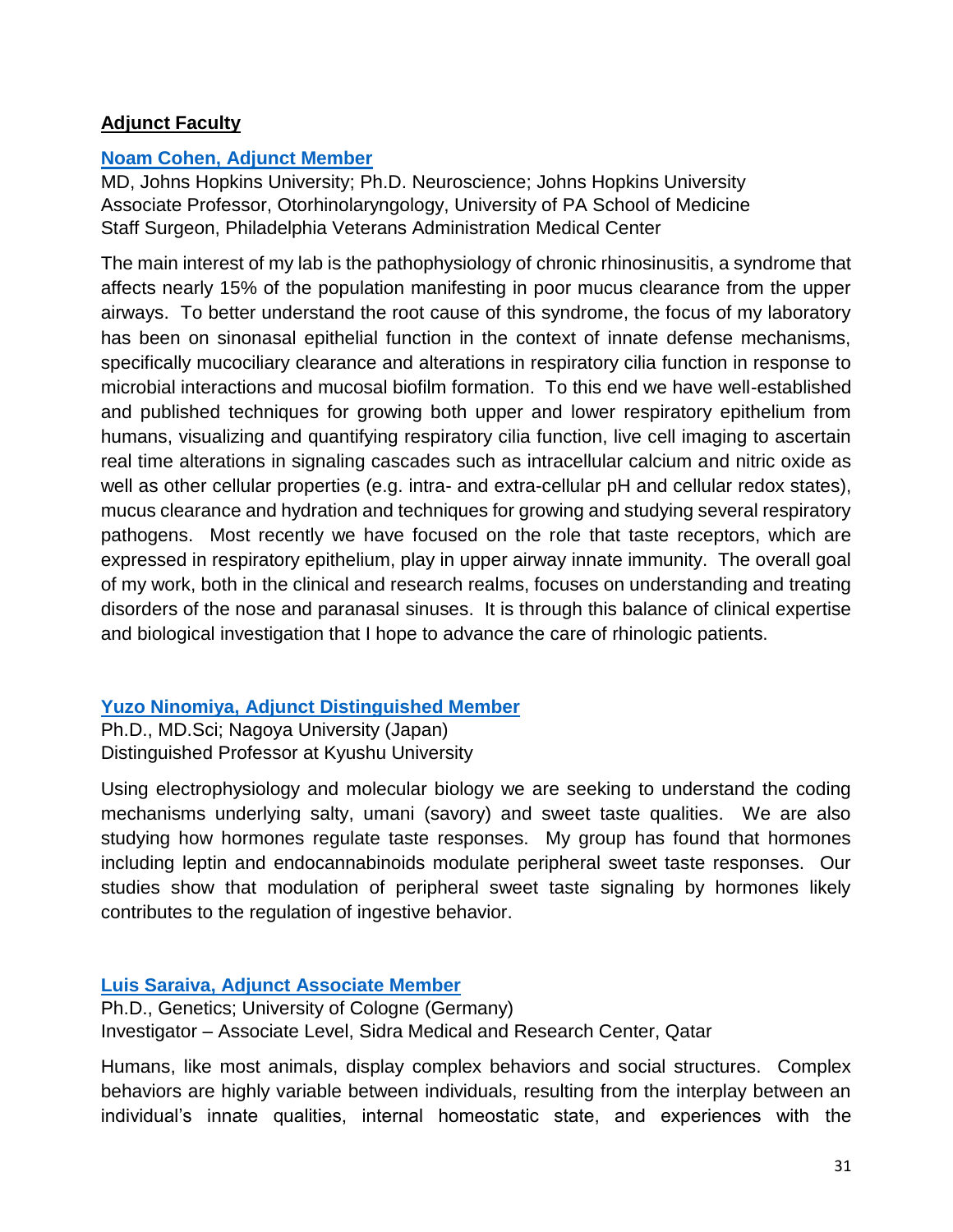## Adjunct Faculty

### Noam Cohen, Adjunct Member

MD, Johns Hopkins University; Ph.D. Neuroscience; Johns Hopkins University
Associate Professor, Otorhinolaryngology, University of PA School of Medicine
Staff Surgeon, Philadelphia Veterans Administration Medical Center

The main interest of my lab is the pathophysiology of chronic rhinosinusitis, a syndrome that affects nearly 15% of the population manifesting in poor mucus clearance from the upper airways. To better understand the root cause of this syndrome, the focus of my laboratory has been on sinonasal epithelial function in the context of innate defense mechanisms, specifically mucociliary clearance and alterations in respiratory cilia function in response to microbial interactions and mucosal biofilm formation. To this end we have well-established and published techniques for growing both upper and lower respiratory epithelium from humans, visualizing and quantifying respiratory cilia function, live cell imaging to ascertain real time alterations in signaling cascades such as intracellular calcium and nitric oxide as well as other cellular properties (e.g. intra- and extra-cellular pH and cellular redox states), mucus clearance and hydration and techniques for growing and studying several respiratory pathogens. Most recently we have focused on the role that taste receptors, which are expressed in respiratory epithelium, play in upper airway innate immunity. The overall goal of my work, both in the clinical and research realms, focuses on understanding and treating disorders of the nose and paranasal sinuses. It is through this balance of clinical expertise and biological investigation that I hope to advance the care of rhinologic patients.

### Yuzo Ninomiya, Adjunct Distinguished Member

Ph.D., MD.Sci; Nagoya University (Japan)
Distinguished Professor at Kyushu University

Using electrophysiology and molecular biology we are seeking to understand the coding mechanisms underlying salty, umani (savory) and sweet taste qualities. We are also studying how hormones regulate taste responses. My group has found that hormones including leptin and endocannabinoids modulate peripheral sweet taste responses. Our studies show that modulation of peripheral sweet taste signaling by hormones likely contributes to the regulation of ingestive behavior.

### Luis Saraiva, Adjunct Associate Member

Ph.D., Genetics; University of Cologne (Germany)
Investigator – Associate Level, Sidra Medical and Research Center, Qatar

Humans, like most animals, display complex behaviors and social structures. Complex behaviors are highly variable between individuals, resulting from the interplay between an individual's innate qualities, internal homeostatic state, and experiences with the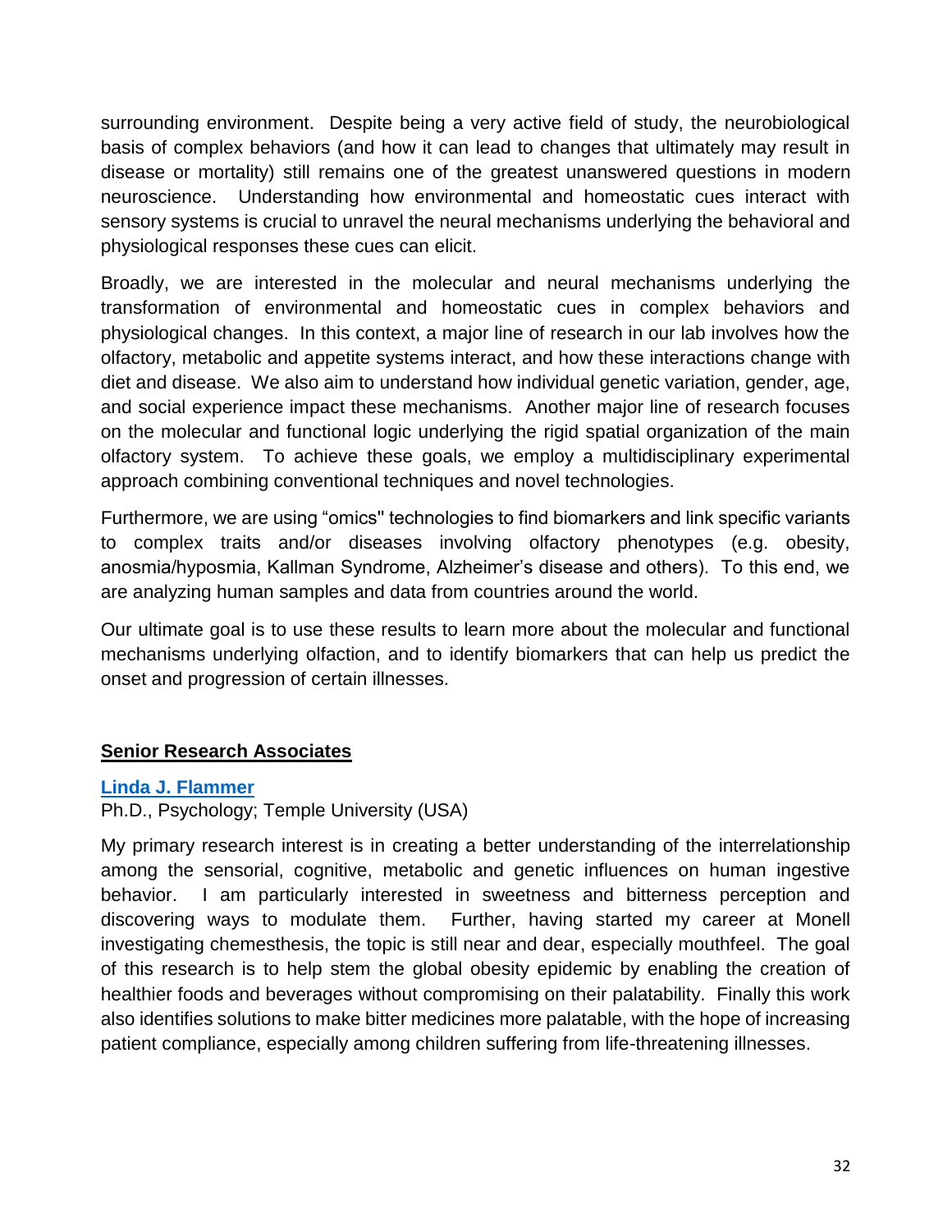surrounding environment. Despite being a very active field of study, the neurobiological basis of complex behaviors (and how it can lead to changes that ultimately may result in disease or mortality) still remains one of the greatest unanswered questions in modern neuroscience. Understanding how environmental and homeostatic cues interact with sensory systems is crucial to unravel the neural mechanisms underlying the behavioral and physiological responses these cues can elicit.

Broadly, we are interested in the molecular and neural mechanisms underlying the transformation of environmental and homeostatic cues in complex behaviors and physiological changes. In this context, a major line of research in our lab involves how the olfactory, metabolic and appetite systems interact, and how these interactions change with diet and disease. We also aim to understand how individual genetic variation, gender, age, and social experience impact these mechanisms. Another major line of research focuses on the molecular and functional logic underlying the rigid spatial organization of the main olfactory system. To achieve these goals, we employ a multidisciplinary experimental approach combining conventional techniques and novel technologies.

Furthermore, we are using "omics" technologies to find biomarkers and link specific variants to complex traits and/or diseases involving olfactory phenotypes (e.g. obesity, anosmia/hyposmia, Kallman Syndrome, Alzheimer's disease and others). To this end, we are analyzing human samples and data from countries around the world.

Our ultimate goal is to use these results to learn more about the molecular and functional mechanisms underlying olfaction, and to identify biomarkers that can help us predict the onset and progression of certain illnesses.

## Senior Research Associates

### Linda J. Flammer

Ph.D., Psychology; Temple University (USA)

My primary research interest is in creating a better understanding of the interrelationship among the sensorial, cognitive, metabolic and genetic influences on human ingestive behavior. I am particularly interested in sweetness and bitterness perception and discovering ways to modulate them. Further, having started my career at Monell investigating chemesthesis, the topic is still near and dear, especially mouthfeel. The goal of this research is to help stem the global obesity epidemic by enabling the creation of healthier foods and beverages without compromising on their palatability. Finally this work also identifies solutions to make bitter medicines more palatable, with the hope of increasing patient compliance, especially among children suffering from life-threatening illnesses.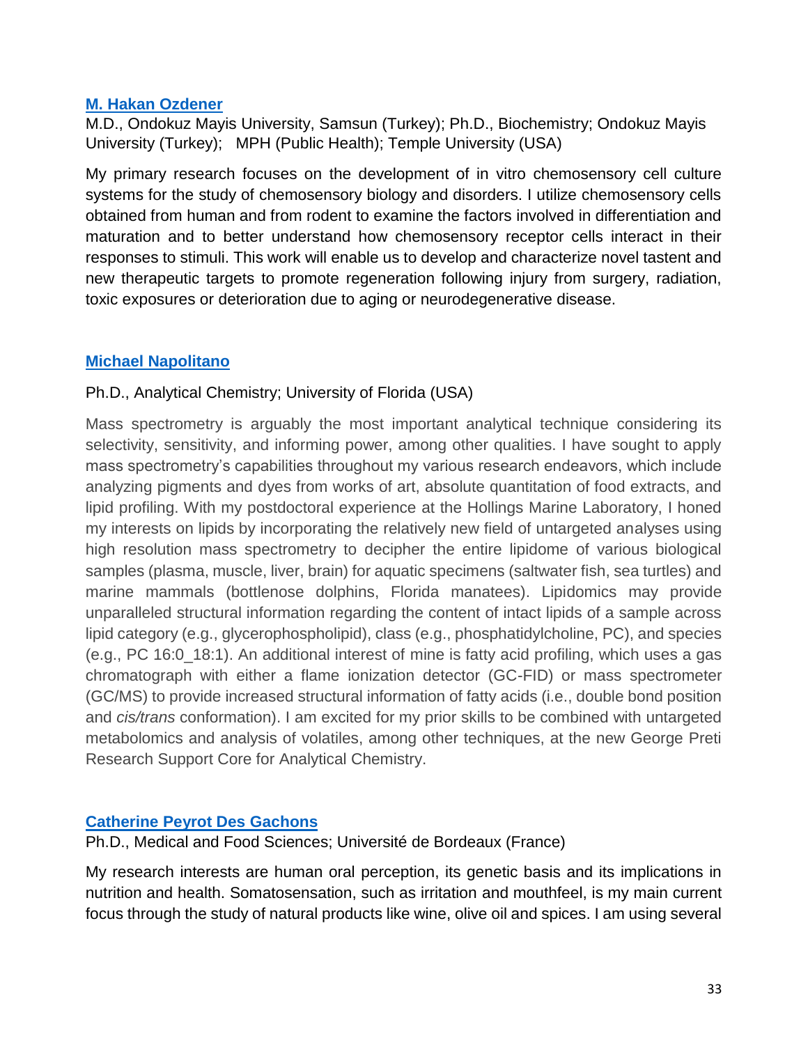### [M. Hakan Ozdener]

M.D., Ondokuz Mayis University, Samsun (Turkey); Ph.D., Biochemistry; Ondokuz Mayis University (Turkey); MPH (Public Health); Temple University (USA)

My primary research focuses on the development of in vitro chemosensory cell culture systems for the study of chemosensory biology and disorders. I utilize chemosensory cells obtained from human and from rodent to examine the factors involved in differentiation and maturation and to better understand how chemosensory receptor cells interact in their responses to stimuli. This work will enable us to develop and characterize novel tastent and new therapeutic targets to promote regeneration following injury from surgery, radiation, toxic exposures or deterioration due to aging or neurodegenerative disease.

### [Michael Napolitano]

Ph.D., Analytical Chemistry; University of Florida (USA)

Mass spectrometry is arguably the most important analytical technique considering its selectivity, sensitivity, and informing power, among other qualities. I have sought to apply mass spectrometry's capabilities throughout my various research endeavors, which include analyzing pigments and dyes from works of art, absolute quantitation of food extracts, and lipid profiling. With my postdoctoral experience at the Hollings Marine Laboratory, I honed my interests on lipids by incorporating the relatively new field of untargeted analyses using high resolution mass spectrometry to decipher the entire lipidome of various biological samples (plasma, muscle, liver, brain) for aquatic specimens (saltwater fish, sea turtles) and marine mammals (bottlenose dolphins, Florida manatees). Lipidomics may provide unparalleled structural information regarding the content of intact lipids of a sample across lipid category (e.g., glycerophospholipid), class (e.g., phosphatidylcholine, PC), and species (e.g., PC 16:0_18:1). An additional interest of mine is fatty acid profiling, which uses a gas chromatograph with either a flame ionization detector (GC-FID) or mass spectrometer (GC/MS) to provide increased structural information of fatty acids (i.e., double bond position and *cis/trans* conformation). I am excited for my prior skills to be combined with untargeted metabolomics and analysis of volatiles, among other techniques, at the new George Preti Research Support Core for Analytical Chemistry.

### [Catherine Peyrot Des Gachons]

Ph.D., Medical and Food Sciences; Université de Bordeaux (France)

My research interests are human oral perception, its genetic basis and its implications in nutrition and health. Somatosensation, such as irritation and mouthfeel, is my main current focus through the study of natural products like wine, olive oil and spices. I am using several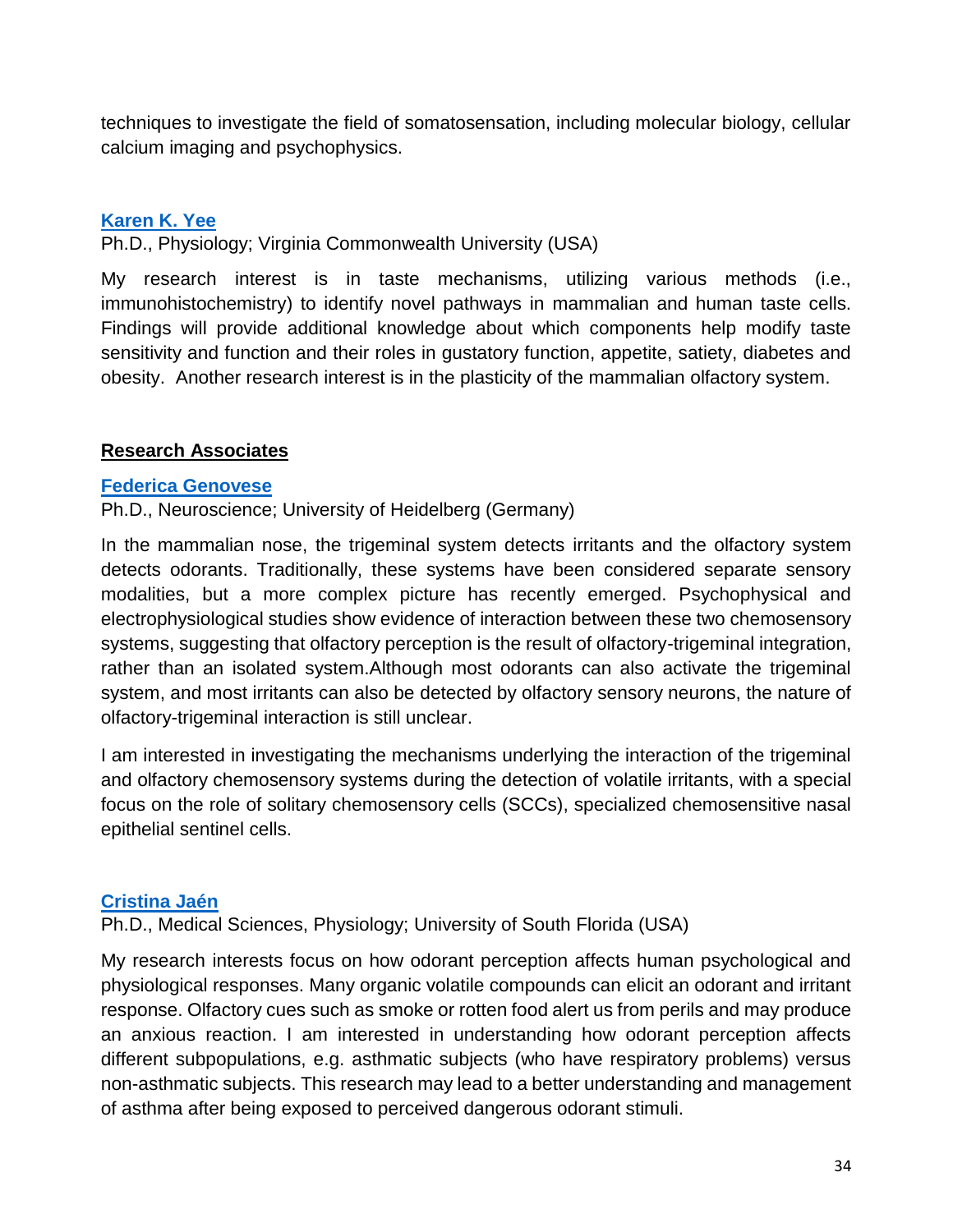techniques to investigate the field of somatosensation, including molecular biology, cellular calcium imaging and psychophysics.

**Karen K. Yee**

Ph.D., Physiology; Virginia Commonwealth University (USA)

My research interest is in taste mechanisms, utilizing various methods (i.e., immunohistochemistry) to identify novel pathways in mammalian and human taste cells. Findings will provide additional knowledge about which components help modify taste sensitivity and function and their roles in gustatory function, appetite, satiety, diabetes and obesity. Another research interest is in the plasticity of the mammalian olfactory system.

## Research Associates

**Federica Genovese**

Ph.D., Neuroscience; University of Heidelberg (Germany)

In the mammalian nose, the trigeminal system detects irritants and the olfactory system detects odorants. Traditionally, these systems have been considered separate sensory modalities, but a more complex picture has recently emerged. Psychophysical and electrophysiological studies show evidence of interaction between these two chemosensory systems, suggesting that olfactory perception is the result of olfactory-trigeminal integration, rather than an isolated system.Although most odorants can also activate the trigeminal system, and most irritants can also be detected by olfactory sensory neurons, the nature of olfactory-trigeminal interaction is still unclear.

I am interested in investigating the mechanisms underlying the interaction of the trigeminal and olfactory chemosensory systems during the detection of volatile irritants, with a special focus on the role of solitary chemosensory cells (SCCs), specialized chemosensitive nasal epithelial sentinel cells.

**Cristina Jaén**

Ph.D., Medical Sciences, Physiology; University of South Florida (USA)

My research interests focus on how odorant perception affects human psychological and physiological responses. Many organic volatile compounds can elicit an odorant and irritant response. Olfactory cues such as smoke or rotten food alert us from perils and may produce an anxious reaction. I am interested in understanding how odorant perception affects different subpopulations, e.g. asthmatic subjects (who have respiratory problems) versus non-asthmatic subjects. This research may lead to a better understanding and management of asthma after being exposed to perceived dangerous odorant stimuli.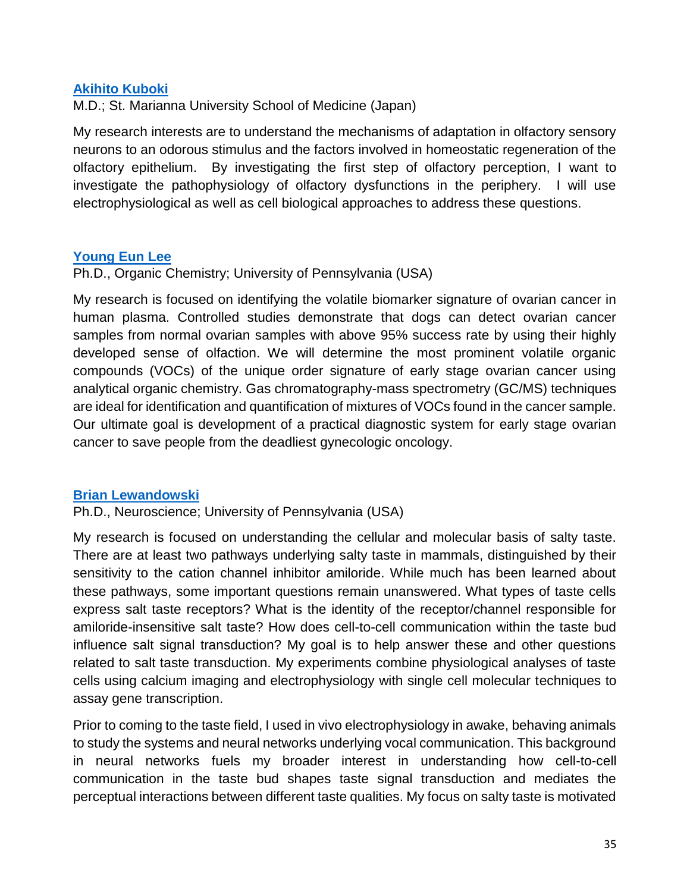### [Akihito Kuboki]

M.D.; St. Marianna University School of Medicine (Japan)

My research interests are to understand the mechanisms of adaptation in olfactory sensory neurons to an odorous stimulus and the factors involved in homeostatic regeneration of the olfactory epithelium. By investigating the first step of olfactory perception, I want to investigate the pathophysiology of olfactory dysfunctions in the periphery. I will use electrophysiological as well as cell biological approaches to address these questions.

### [Young Eun Lee]

Ph.D., Organic Chemistry; University of Pennsylvania (USA)

My research is focused on identifying the volatile biomarker signature of ovarian cancer in human plasma. Controlled studies demonstrate that dogs can detect ovarian cancer samples from normal ovarian samples with above 95% success rate by using their highly developed sense of olfaction. We will determine the most prominent volatile organic compounds (VOCs) of the unique order signature of early stage ovarian cancer using analytical organic chemistry. Gas chromatography-mass spectrometry (GC/MS) techniques are ideal for identification and quantification of mixtures of VOCs found in the cancer sample. Our ultimate goal is development of a practical diagnostic system for early stage ovarian cancer to save people from the deadliest gynecologic oncology.

### [Brian Lewandowski]

Ph.D., Neuroscience; University of Pennsylvania (USA)

My research is focused on understanding the cellular and molecular basis of salty taste. There are at least two pathways underlying salty taste in mammals, distinguished by their sensitivity to the cation channel inhibitor amiloride. While much has been learned about these pathways, some important questions remain unanswered. What types of taste cells express salt taste receptors? What is the identity of the receptor/channel responsible for amiloride-insensitive salt taste? How does cell-to-cell communication within the taste bud influence salt signal transduction? My goal is to help answer these and other questions related to salt taste transduction. My experiments combine physiological analyses of taste cells using calcium imaging and electrophysiology with single cell molecular techniques to assay gene transcription.

Prior to coming to the taste field, I used in vivo electrophysiology in awake, behaving animals to study the systems and neural networks underlying vocal communication. This background in neural networks fuels my broader interest in understanding how cell-to-cell communication in the taste bud shapes taste signal transduction and mediates the perceptual interactions between different taste qualities. My focus on salty taste is motivated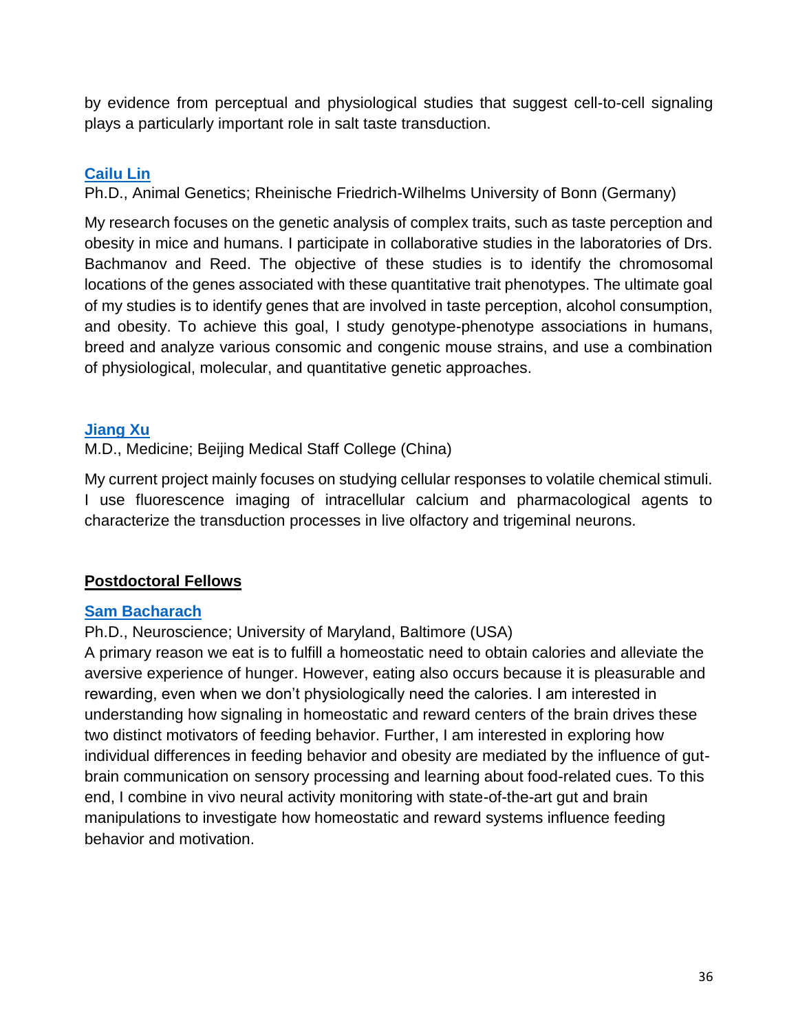by evidence from perceptual and physiological studies that suggest cell-to-cell signaling plays a particularly important role in salt taste transduction.

### Cailu Lin

Ph.D., Animal Genetics; Rheinische Friedrich-Wilhelms University of Bonn (Germany)

My research focuses on the genetic analysis of complex traits, such as taste perception and obesity in mice and humans. I participate in collaborative studies in the laboratories of Drs. Bachmanov and Reed. The objective of these studies is to identify the chromosomal locations of the genes associated with these quantitative trait phenotypes. The ultimate goal of my studies is to identify genes that are involved in taste perception, alcohol consumption, and obesity. To achieve this goal, I study genotype-phenotype associations in humans, breed and analyze various consomic and congenic mouse strains, and use a combination of physiological, molecular, and quantitative genetic approaches.

### Jiang Xu

M.D., Medicine; Beijing Medical Staff College (China)

My current project mainly focuses on studying cellular responses to volatile chemical stimuli. I use fluorescence imaging of intracellular calcium and pharmacological agents to characterize the transduction processes in live olfactory and trigeminal neurons.

## Postdoctoral Fellows

### Sam Bacharach

Ph.D., Neuroscience; University of Maryland, Baltimore (USA)

A primary reason we eat is to fulfill a homeostatic need to obtain calories and alleviate the aversive experience of hunger. However, eating also occurs because it is pleasurable and rewarding, even when we don't physiologically need the calories. I am interested in understanding how signaling in homeostatic and reward centers of the brain drives these two distinct motivators of feeding behavior. Further, I am interested in exploring how individual differences in feeding behavior and obesity are mediated by the influence of gut-brain communication on sensory processing and learning about food-related cues. To this end, I combine in vivo neural activity monitoring with state-of-the-art gut and brain manipulations to investigate how homeostatic and reward systems influence feeding behavior and motivation.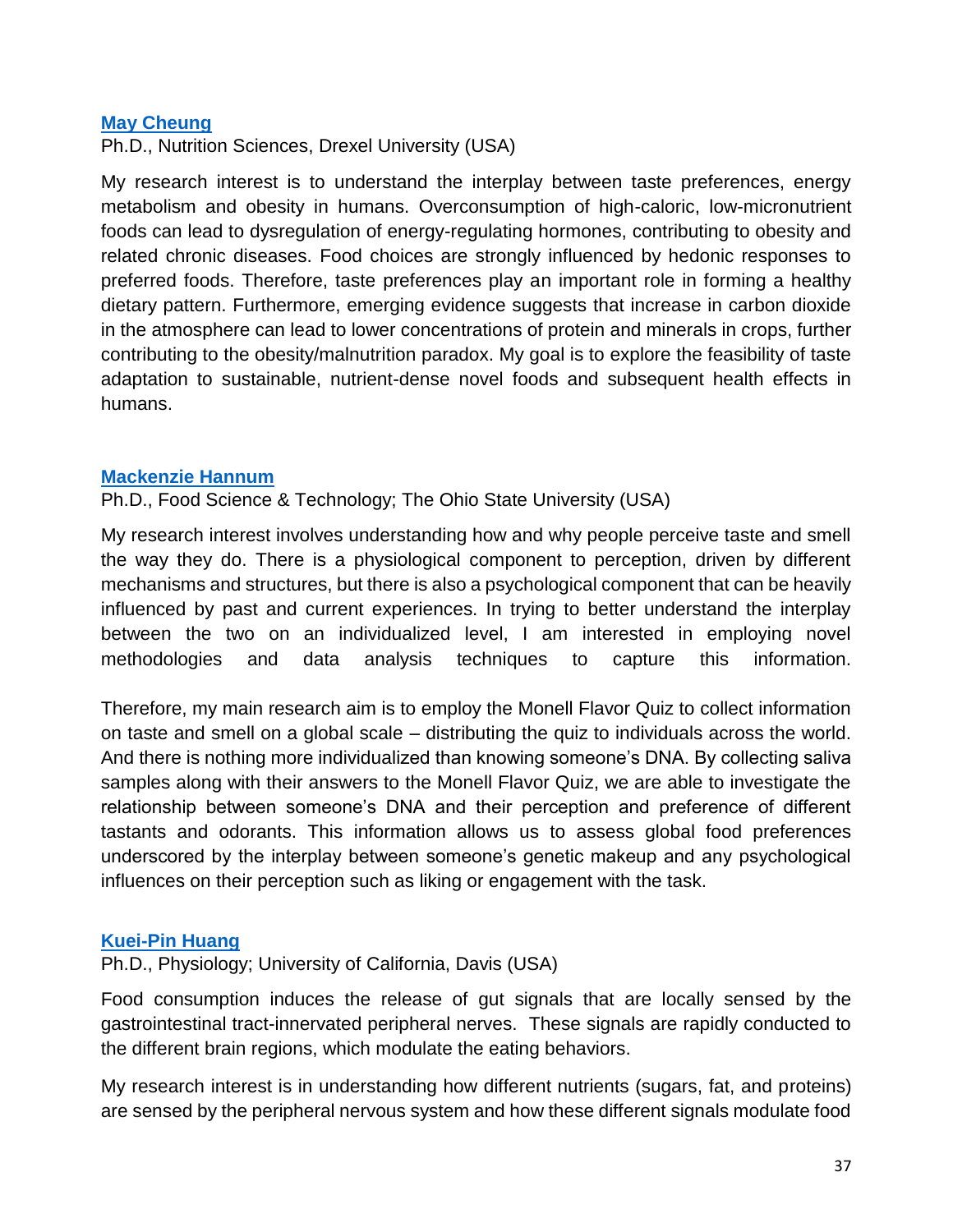### [May Cheung]

Ph.D., Nutrition Sciences, Drexel University (USA)

My research interest is to understand the interplay between taste preferences, energy metabolism and obesity in humans. Overconsumption of high-caloric, low-micronutrient foods can lead to dysregulation of energy-regulating hormones, contributing to obesity and related chronic diseases. Food choices are strongly influenced by hedonic responses to preferred foods. Therefore, taste preferences play an important role in forming a healthy dietary pattern. Furthermore, emerging evidence suggests that increase in carbon dioxide in the atmosphere can lead to lower concentrations of protein and minerals in crops, further contributing to the obesity/malnutrition paradox. My goal is to explore the feasibility of taste adaptation to sustainable, nutrient-dense novel foods and subsequent health effects in humans.

### [Mackenzie Hannum]

Ph.D., Food Science & Technology; The Ohio State University (USA)

My research interest involves understanding how and why people perceive taste and smell the way they do. There is a physiological component to perception, driven by different mechanisms and structures, but there is also a psychological component that can be heavily influenced by past and current experiences. In trying to better understand the interplay between the two on an individualized level, I am interested in employing novel methodologies and data analysis techniques to capture this information.

Therefore, my main research aim is to employ the Monell Flavor Quiz to collect information on taste and smell on a global scale – distributing the quiz to individuals across the world. And there is nothing more individualized than knowing someone's DNA. By collecting saliva samples along with their answers to the Monell Flavor Quiz, we are able to investigate the relationship between someone's DNA and their perception and preference of different tastants and odorants. This information allows us to assess global food preferences underscored by the interplay between someone's genetic makeup and any psychological influences on their perception such as liking or engagement with the task.

### [Kuei-Pin Huang]

Ph.D., Physiology; University of California, Davis (USA)

Food consumption induces the release of gut signals that are locally sensed by the gastrointestinal tract-innervated peripheral nerves. These signals are rapidly conducted to the different brain regions, which modulate the eating behaviors.

My research interest is in understanding how different nutrients (sugars, fat, and proteins) are sensed by the peripheral nervous system and how these different signals modulate food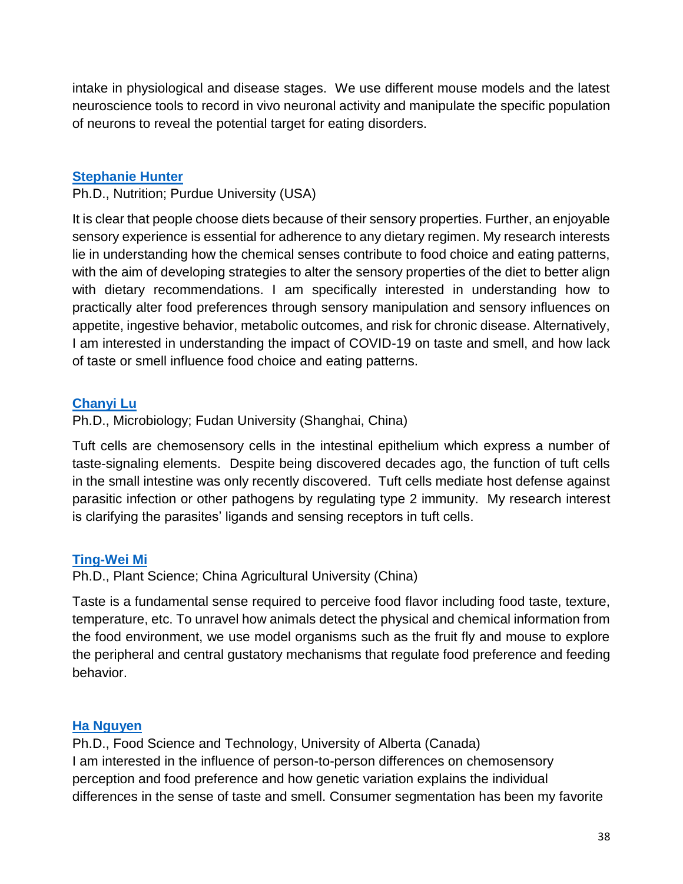intake in physiological and disease stages. We use different mouse models and the latest neuroscience tools to record in vivo neuronal activity and manipulate the specific population of neurons to reveal the potential target for eating disorders.

**Stephanie Hunter**

Ph.D., Nutrition; Purdue University (USA)

It is clear that people choose diets because of their sensory properties. Further, an enjoyable sensory experience is essential for adherence to any dietary regimen. My research interests lie in understanding how the chemical senses contribute to food choice and eating patterns, with the aim of developing strategies to alter the sensory properties of the diet to better align with dietary recommendations. I am specifically interested in understanding how to practically alter food preferences through sensory manipulation and sensory influences on appetite, ingestive behavior, metabolic outcomes, and risk for chronic disease. Alternatively, I am interested in understanding the impact of COVID-19 on taste and smell, and how lack of taste or smell influence food choice and eating patterns.

**Chanyi Lu**

Ph.D., Microbiology; Fudan University (Shanghai, China)

Tuft cells are chemosensory cells in the intestinal epithelium which express a number of taste-signaling elements. Despite being discovered decades ago, the function of tuft cells in the small intestine was only recently discovered. Tuft cells mediate host defense against parasitic infection or other pathogens by regulating type 2 immunity. My research interest is clarifying the parasites' ligands and sensing receptors in tuft cells.

**Ting-Wei Mi**

Ph.D., Plant Science; China Agricultural University (China)

Taste is a fundamental sense required to perceive food flavor including food taste, texture, temperature, etc. To unravel how animals detect the physical and chemical information from the food environment, we use model organisms such as the fruit fly and mouse to explore the peripheral and central gustatory mechanisms that regulate food preference and feeding behavior.

**Ha Nguyen**

Ph.D., Food Science and Technology, University of Alberta (Canada)

I am interested in the influence of person-to-person differences on chemosensory perception and food preference and how genetic variation explains the individual differences in the sense of taste and smell. Consumer segmentation has been my favorite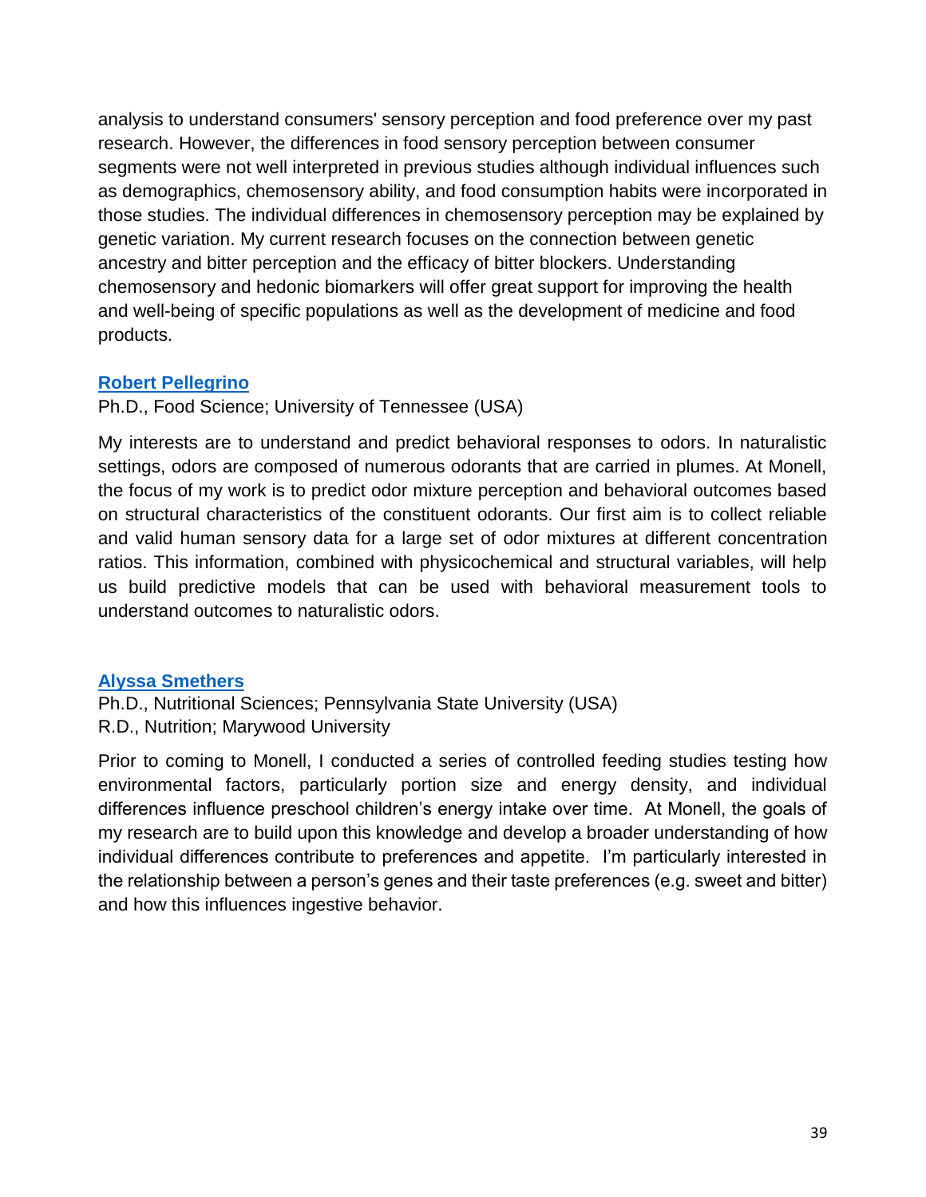analysis to understand consumers' sensory perception and food preference over my past research. However, the differences in food sensory perception between consumer segments were not well interpreted in previous studies although individual influences such as demographics, chemosensory ability, and food consumption habits were incorporated in those studies. The individual differences in chemosensory perception may be explained by genetic variation. My current research focuses on the connection between genetic ancestry and bitter perception and the efficacy of bitter blockers. Understanding chemosensory and hedonic biomarkers will offer great support for improving the health and well-being of specific populations as well as the development of medicine and food products.

### Robert Pellegrino

Ph.D., Food Science; University of Tennessee (USA)

My interests are to understand and predict behavioral responses to odors. In naturalistic settings, odors are composed of numerous odorants that are carried in plumes. At Monell, the focus of my work is to predict odor mixture perception and behavioral outcomes based on structural characteristics of the constituent odorants. Our first aim is to collect reliable and valid human sensory data for a large set of odor mixtures at different concentration ratios. This information, combined with physicochemical and structural variables, will help us build predictive models that can be used with behavioral measurement tools to understand outcomes to naturalistic odors.

### Alyssa Smethers

Ph.D., Nutritional Sciences; Pennsylvania State University (USA)
R.D., Nutrition; Marywood University

Prior to coming to Monell, I conducted a series of controlled feeding studies testing how environmental factors, particularly portion size and energy density, and individual differences influence preschool children's energy intake over time. At Monell, the goals of my research are to build upon this knowledge and develop a broader understanding of how individual differences contribute to preferences and appetite. I'm particularly interested in the relationship between a person's genes and their taste preferences (e.g. sweet and bitter) and how this influences ingestive behavior.